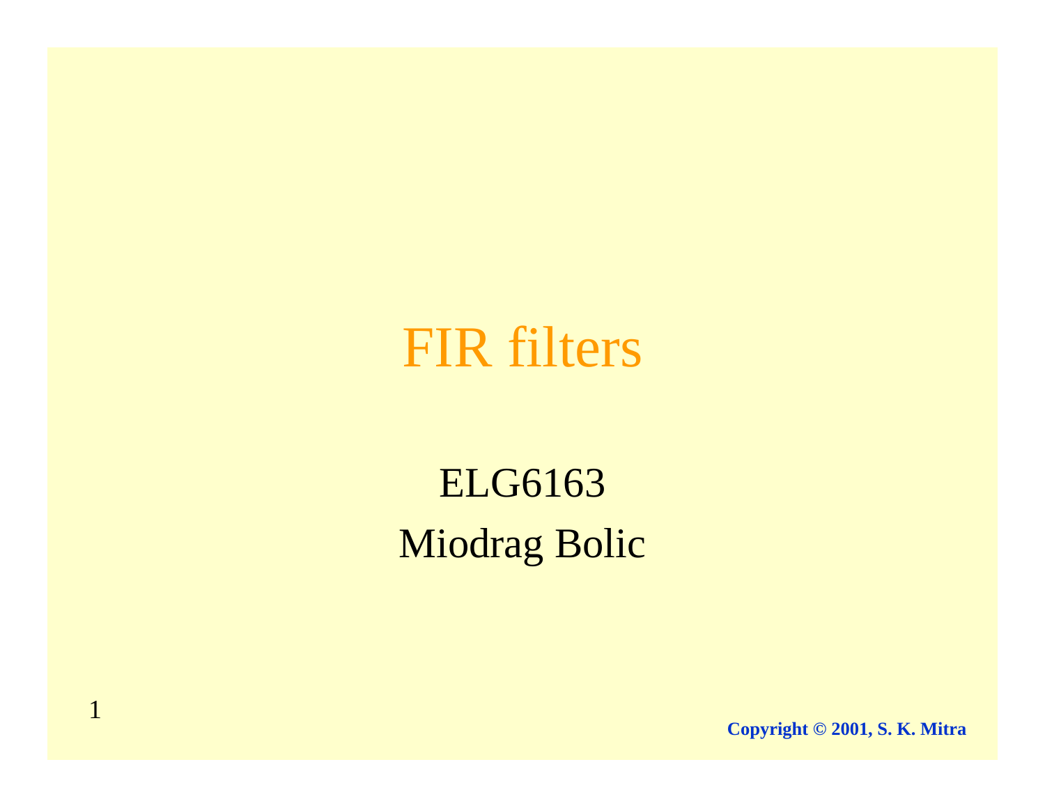# FIR filters

ELG6163

Miodrag Bolic

Copyright © 2001, S. K. Mitra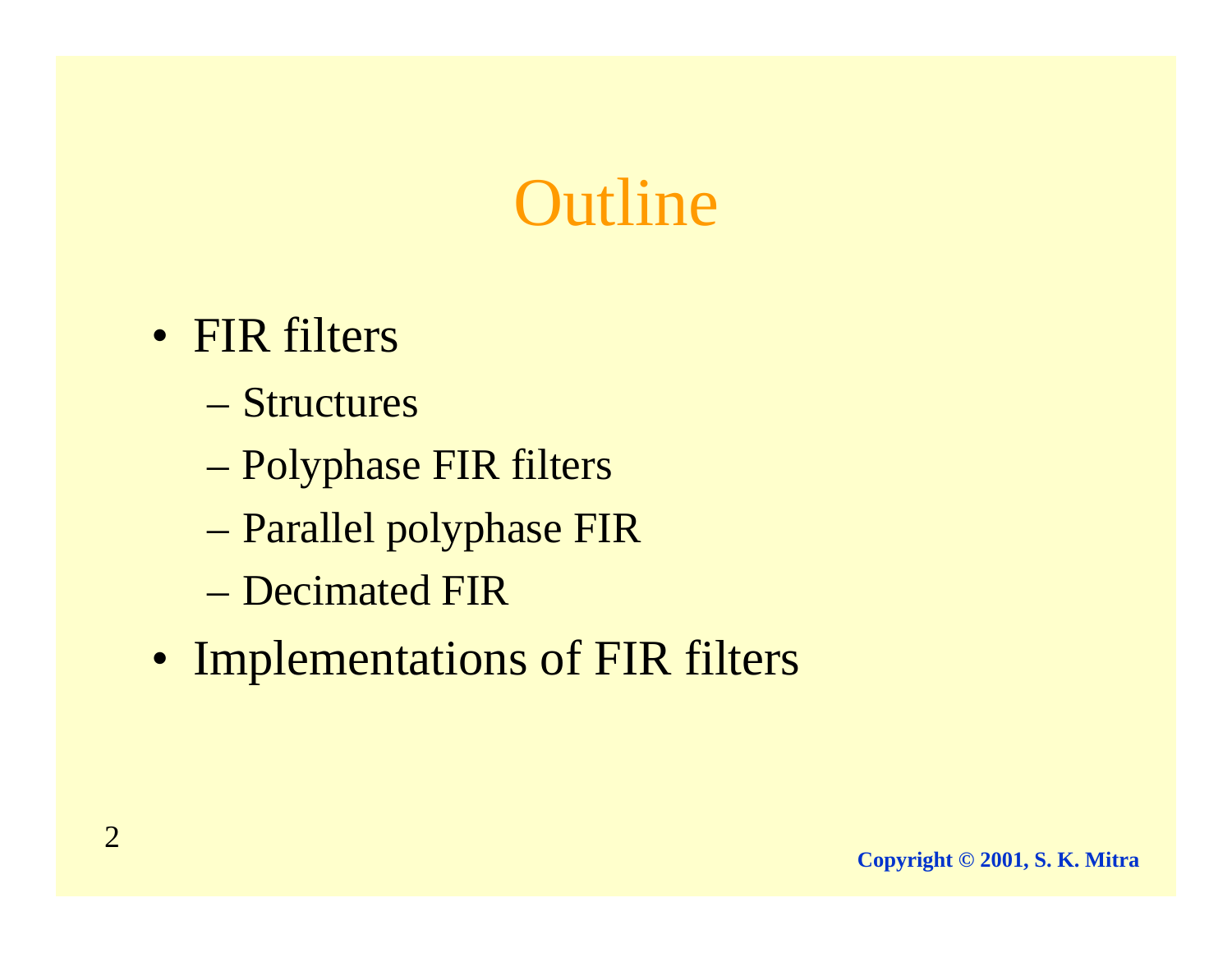# Outline

- FIR filters
  - Structures
  - Polyphase FIR filters
  - Parallel polyphase FIR
  - Decimated FIR
- Implementations of FIR filters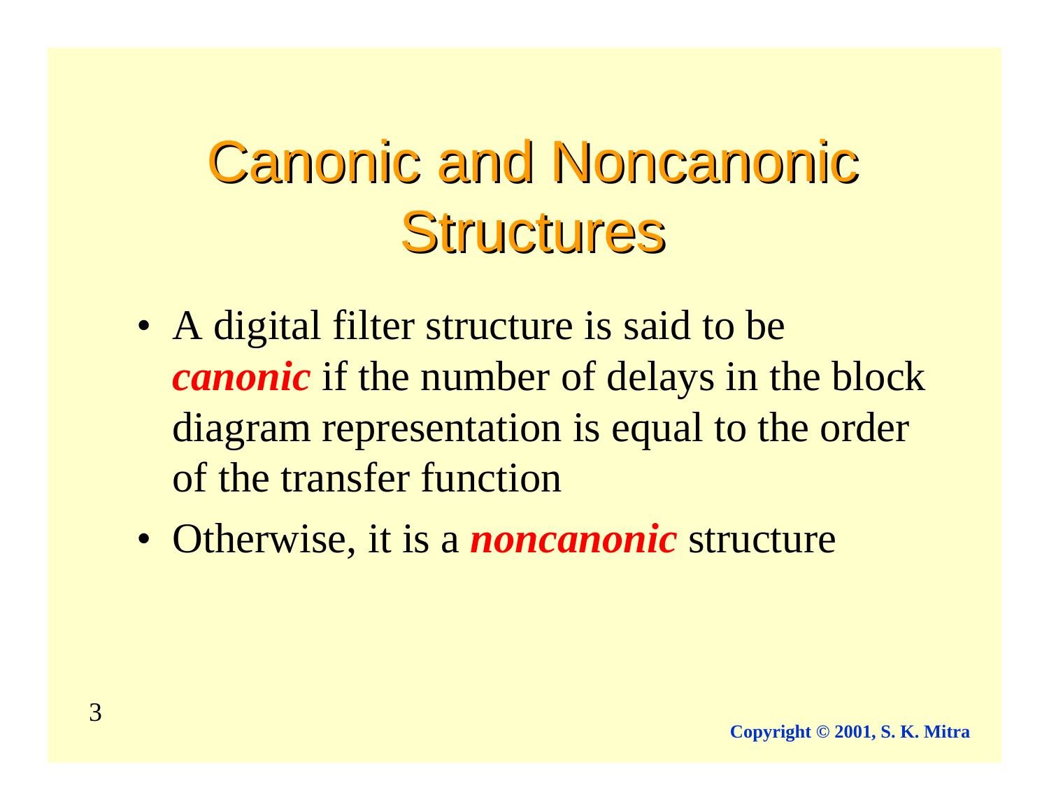# Canonic and Noncanonic Structures

- A digital filter structure is said to be ***canonic*** if the number of delays in the block diagram representation is equal to the order of the transfer function
- Otherwise, it is a ***noncanonic*** structure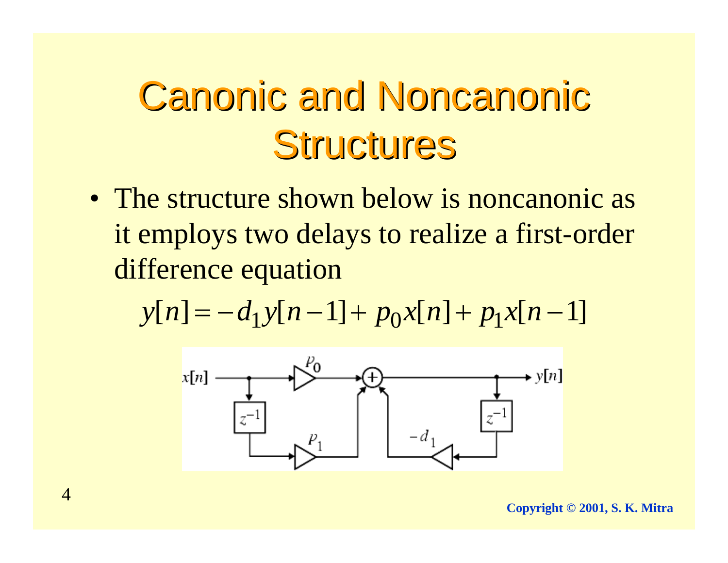# Canonic and Noncanonic Structures

- The structure shown below is noncanonic as it employs two delays to realize a first-order difference equation

$$y[n] = -d_1 y[n-1] + p_0 x[n] + p_1 x[n-1]$$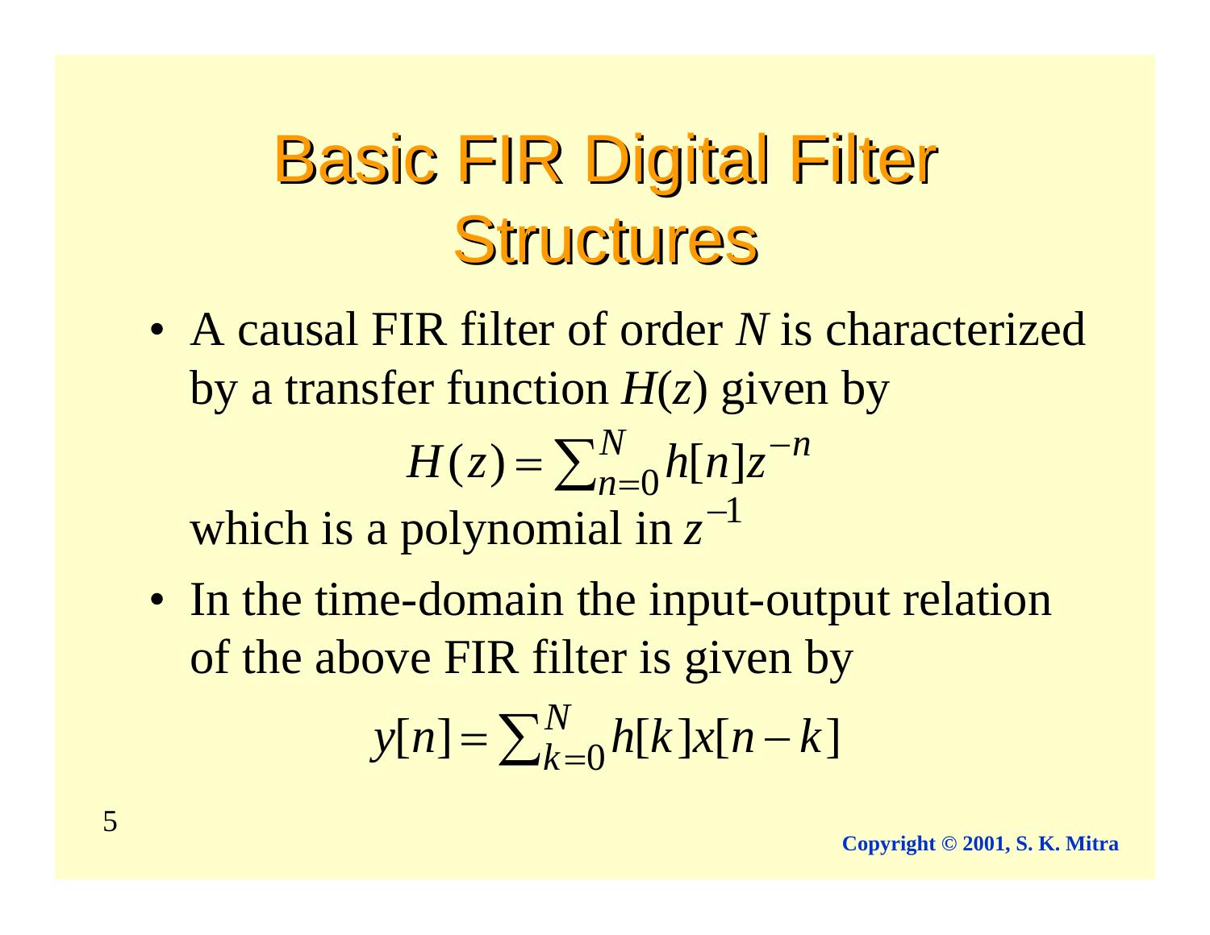# Basic FIR Digital Filter Structures

- A causal FIR filter of order $N$ is characterized by a transfer function $H(z)$ given by

$$H(z) = \sum_{n=0}^{N} h[n] z^{-n}$$

which is a polynomial in $z^{-1}$

- In the time-domain the input-output relation of the above FIR filter is given by

$$y[n] = \sum_{k=0}^{N} h[k] x[n-k]$$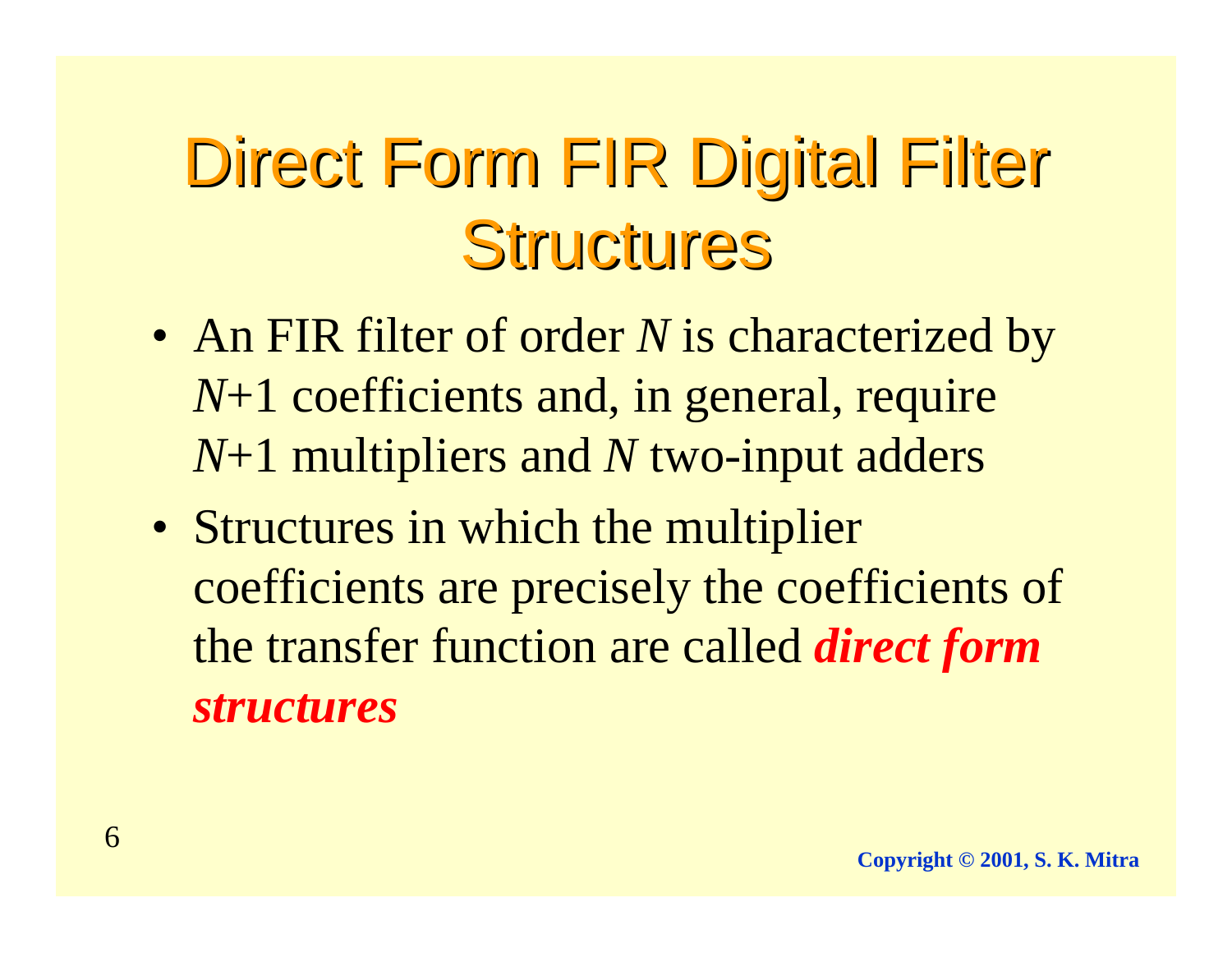# Direct Form FIR Digital Filter Structures

- An FIR filter of order $N$ is characterized by $N$+1 coefficients and, in general, require $N$+1 multipliers and $N$ two-input adders
- Structures in which the multiplier coefficients are precisely the coefficients of the transfer function are called ***direct form structures***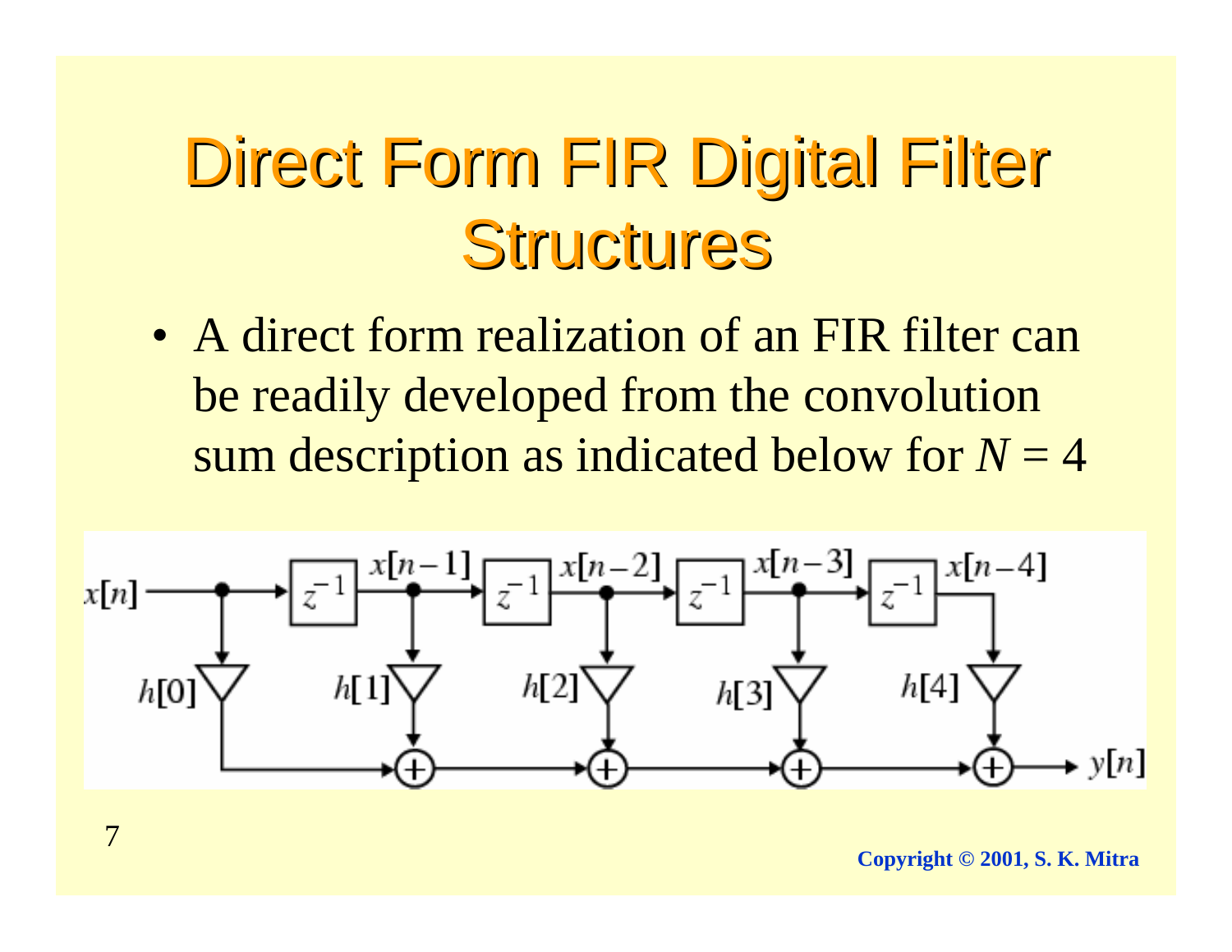# Direct Form FIR Digital Filter Structures

- A direct form realization of an FIR filter can be readily developed from the convolution sum description as indicated below for $N = 4$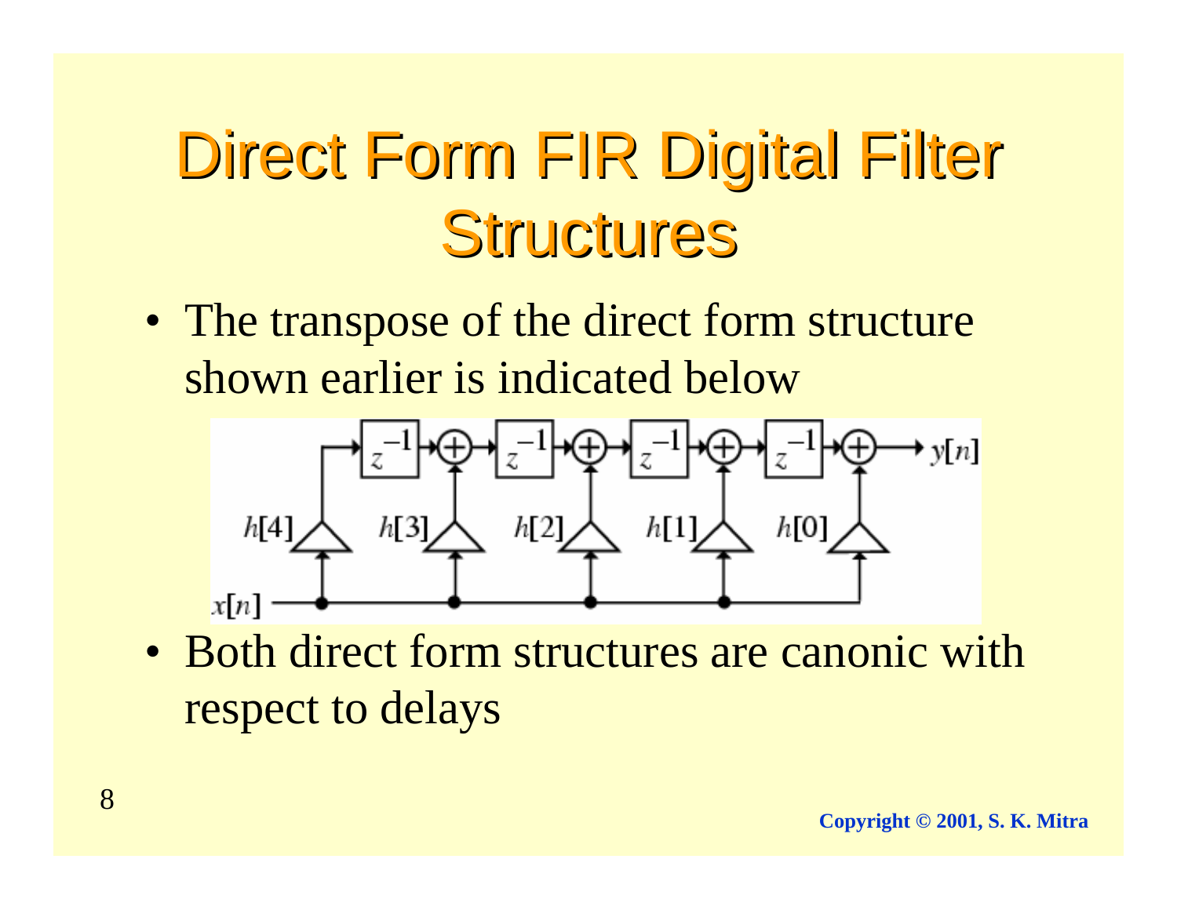# Direct Form FIR Digital Filter Structures

- The transpose of the direct form structure shown earlier is indicated below

- Both direct form structures are canonic with respect to delays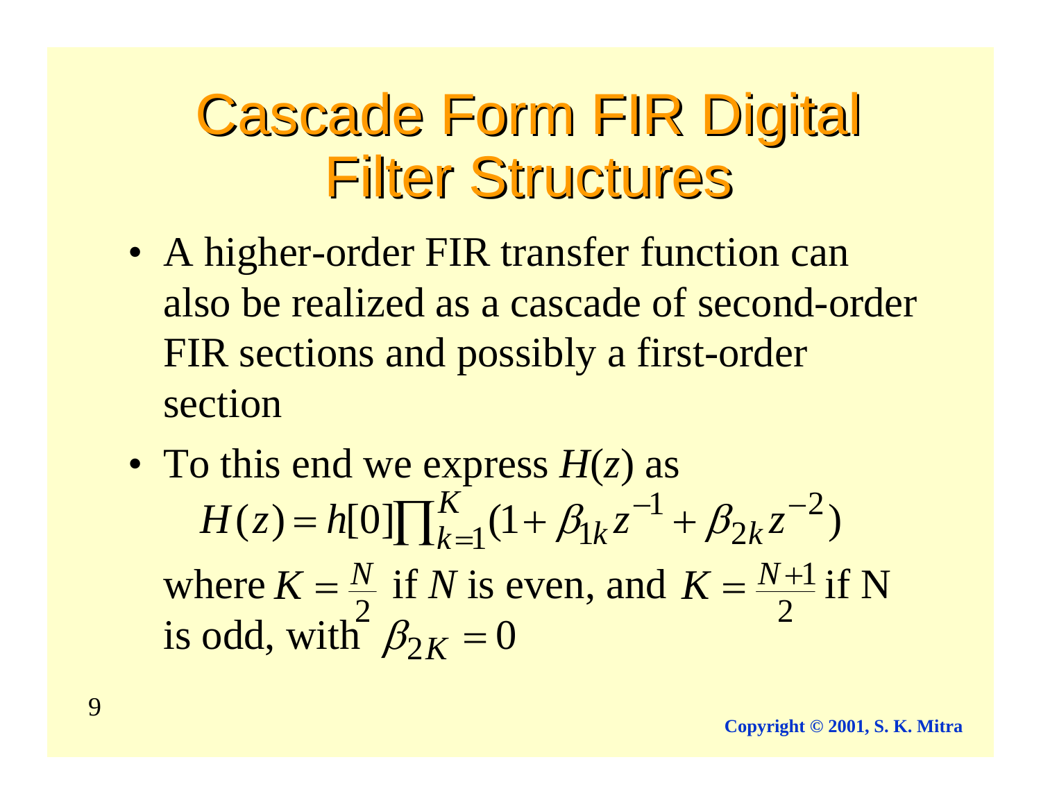# Cascade Form FIR Digital Filter Structures

- A higher-order FIR transfer function can also be realized as a cascade of second-order FIR sections and possibly a first-order section
- To this end we express $H(z)$ as

$$H(z) = h[0]\prod_{k=1}^{K}(1 + \beta_{1k} z^{-1} + \beta_{2k} z^{-2})$$

where $K = \frac{N}{2}$ if $N$ is even, and $K = \frac{N+1}{2}$ if N is odd, with $\beta_{2K} = 0$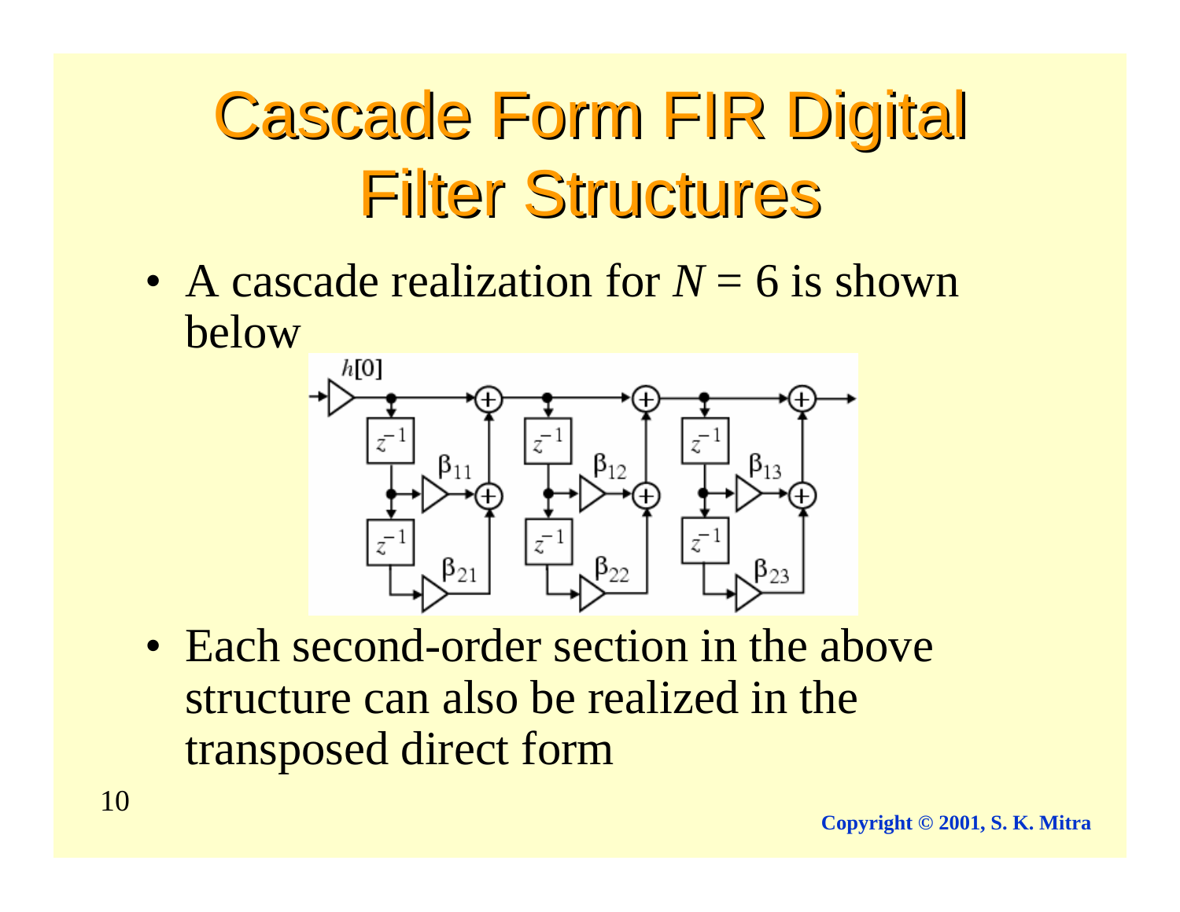# Cascade Form FIR Digital Filter Structures

- A cascade realization for $N = 6$ is shown below

- Each second-order section in the above structure can also be realized in the transposed direct form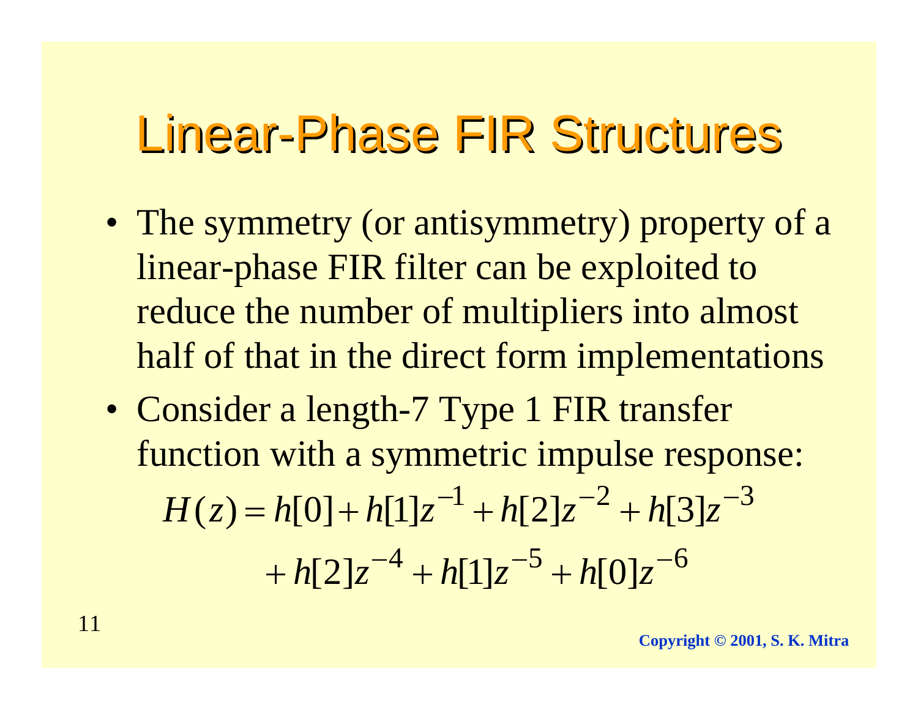# Linear-Phase FIR Structures

- The symmetry (or antisymmetry) property of a linear-phase FIR filter can be exploited to reduce the number of multipliers into almost half of that in the direct form implementations
- Consider a length-7 Type 1 FIR transfer function with a symmetric impulse response:

$$H(z) = h[0] + h[1]z^{-1} + h[2]z^{-2} + h[3]z^{-3} + h[2]z^{-4} + h[1]z^{-5} + h[0]z^{-6}$$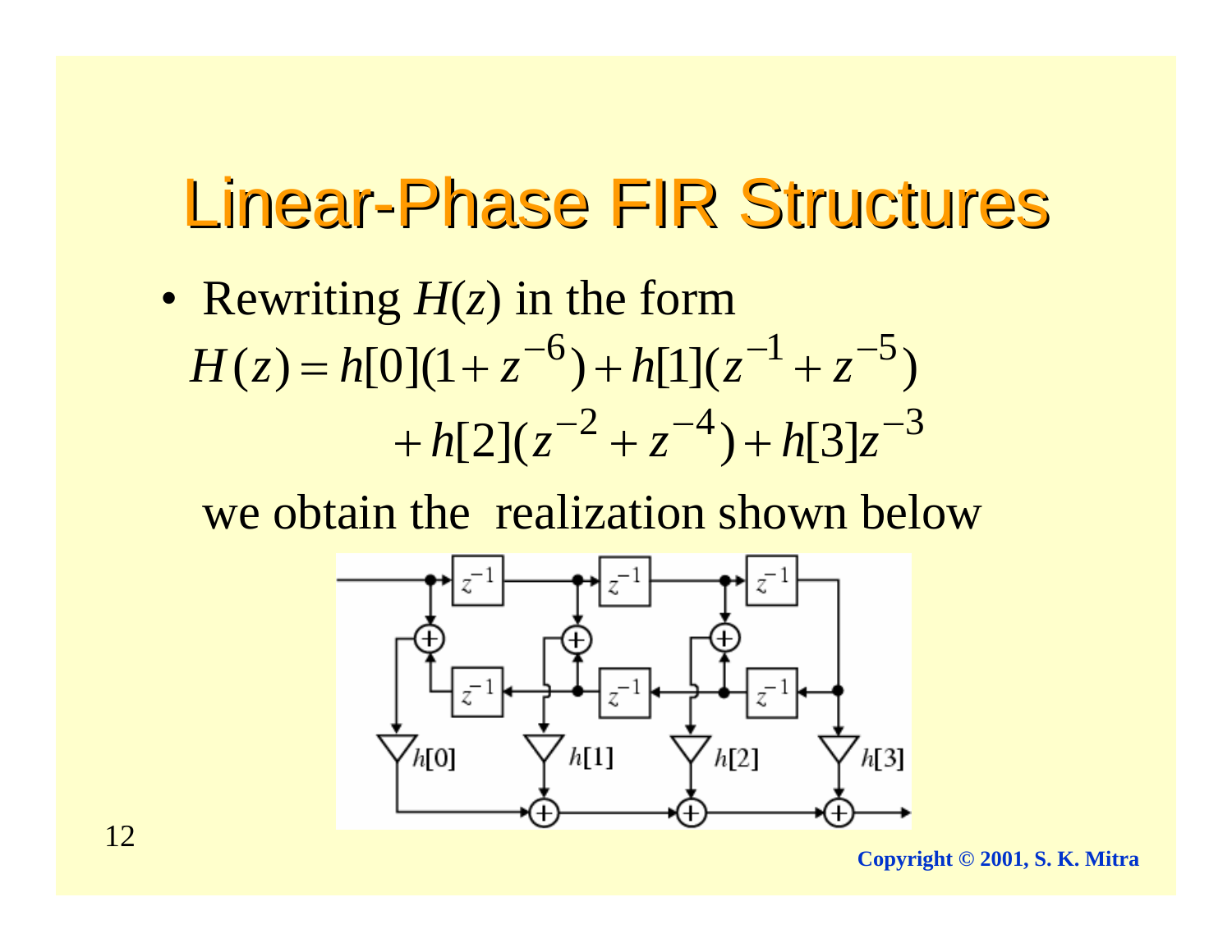# Linear-Phase FIR Structures

- Rewriting $H(z)$ in the form

$$H(z) = h[0](1+z^{-6}) + h[1](z^{-1}+z^{-5}) + h[2](z^{-2}+z^{-4}) + h[3]z^{-3}$$

we obtain the realization shown below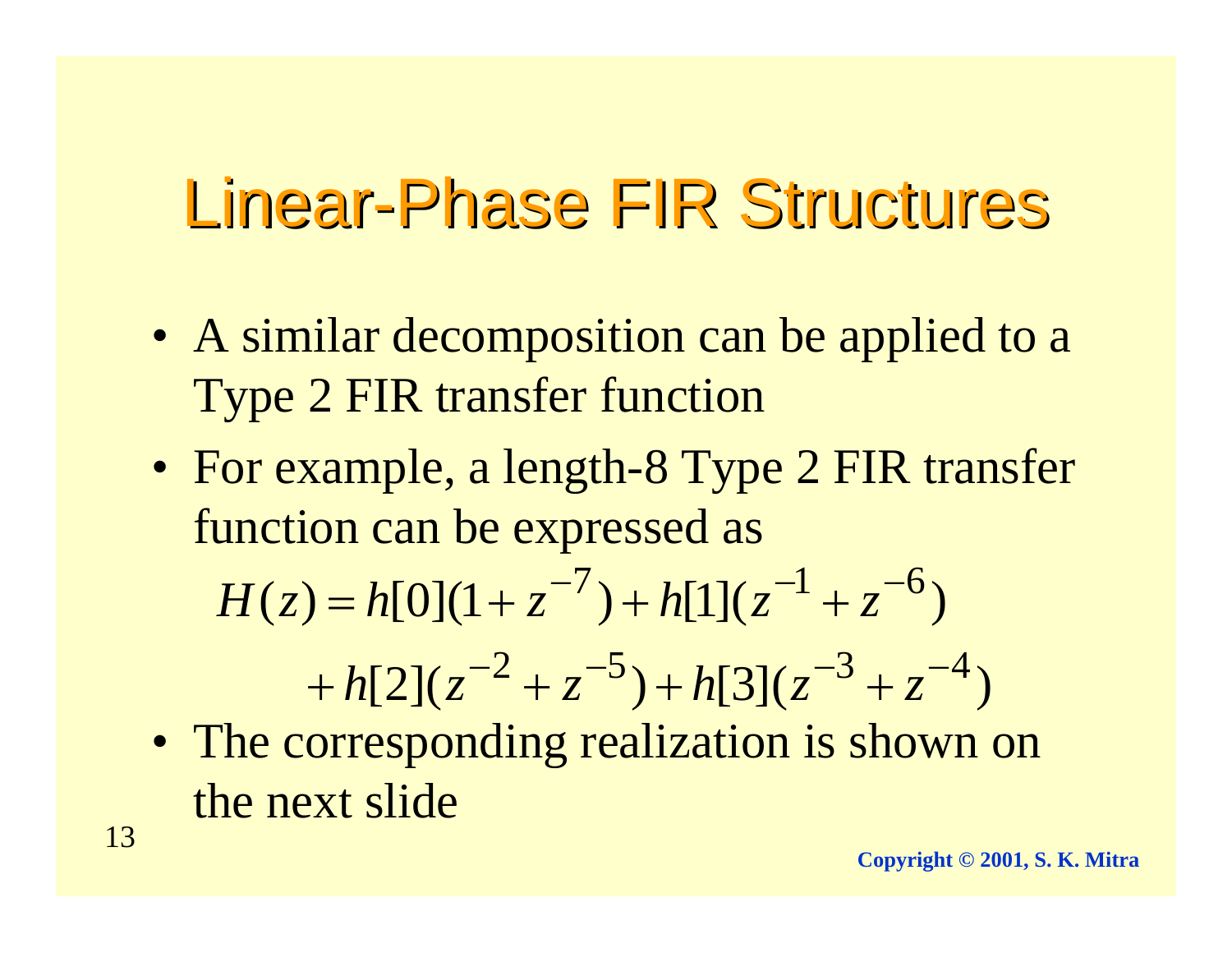# Linear-Phase FIR Structures

- A similar decomposition can be applied to a Type 2 FIR transfer function
- For example, a length-8 Type 2 FIR transfer function can be expressed as

$$H(z) = h[0](1 + z^{-7}) + h[1](z^{-1} + z^{-6})$$
$$+ h[2](z^{-2} + z^{-5}) + h[3](z^{-3} + z^{-4})$$

- The corresponding realization is shown on the next slide

Copyright © 2001, S. K. Mitra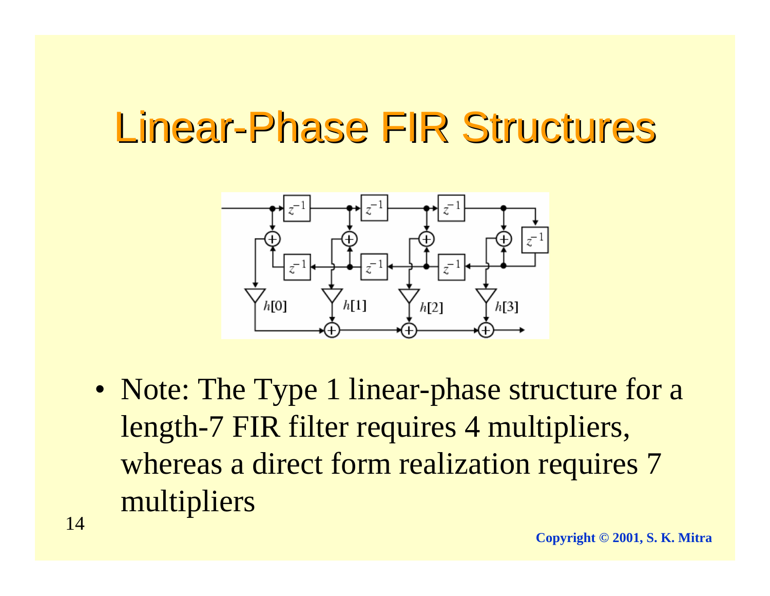# Linear-Phase FIR Structures

- Note: The Type 1 linear-phase structure for a length-7 FIR filter requires 4 multipliers, whereas a direct form realization requires 7 multipliers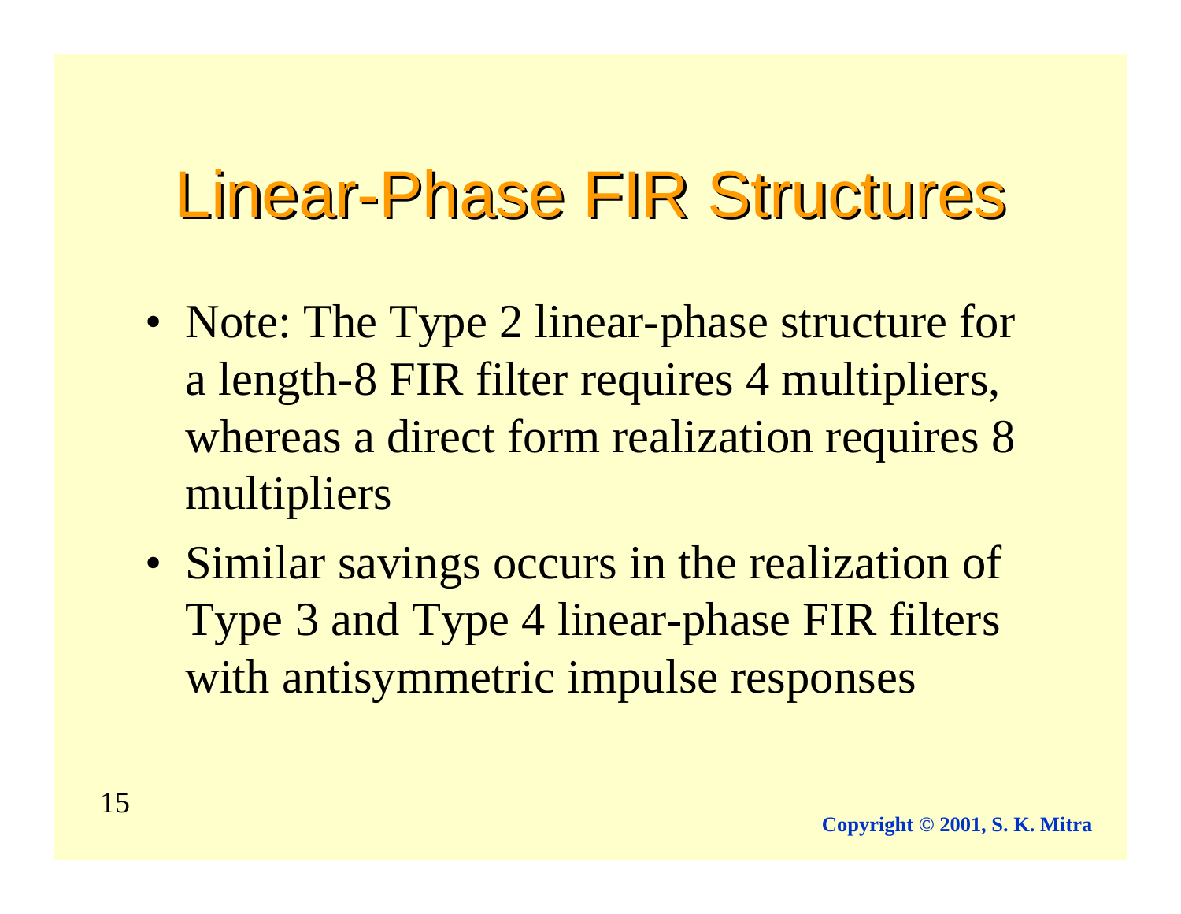# Linear-Phase FIR Structures

- Note: The Type 2 linear-phase structure for a length-8 FIR filter requires 4 multipliers, whereas a direct form realization requires 8 multipliers
- Similar savings occurs in the realization of Type 3 and Type 4 linear-phase FIR filters with antisymmetric impulse responses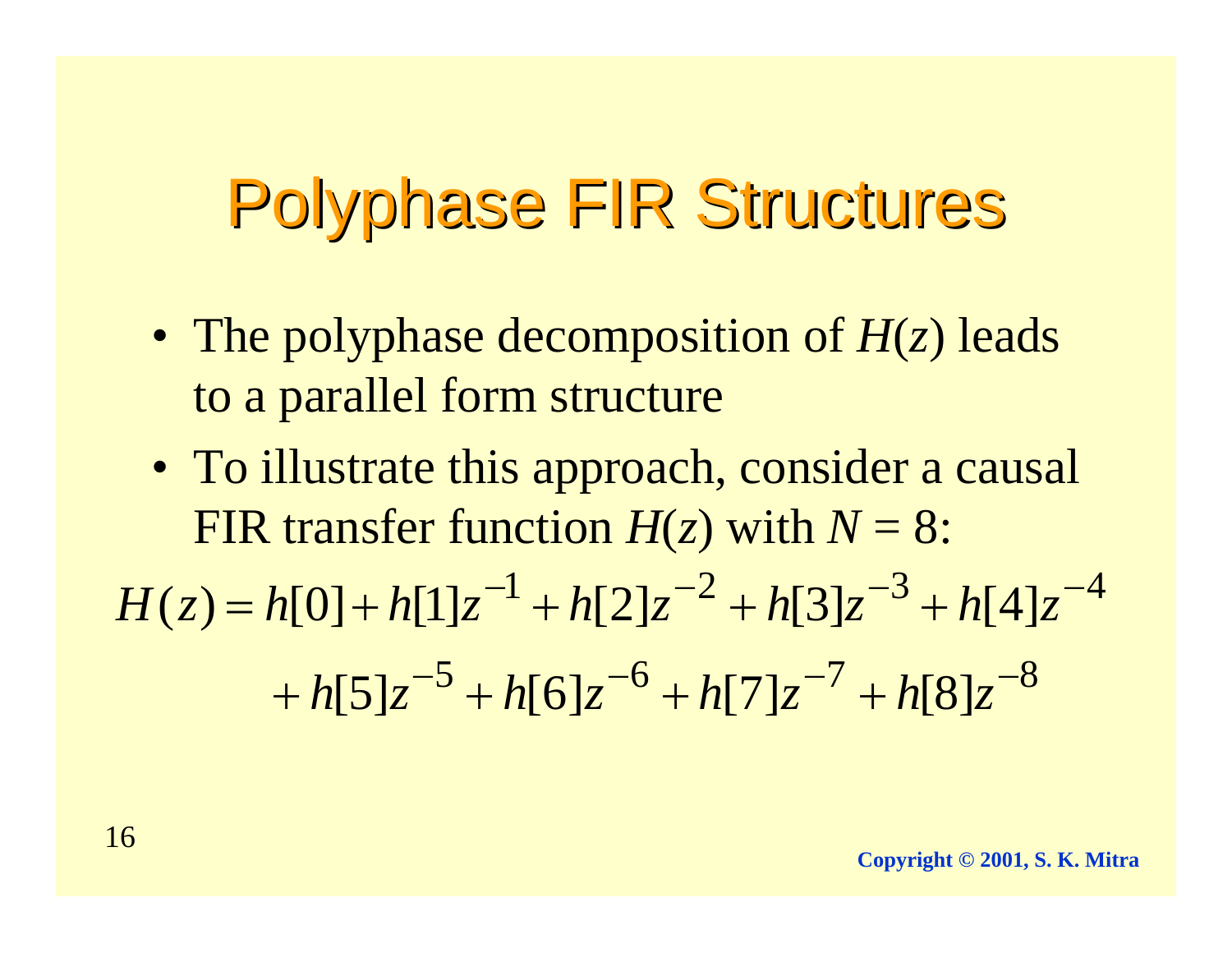# Polyphase FIR Structures

- The polyphase decomposition of $H(z)$ leads to a parallel form structure
- To illustrate this approach, consider a causal FIR transfer function $H(z)$ with $N = 8$:

$$H(z) = h[0] + h[1]z^{-1} + h[2]z^{-2} + h[3]z^{-3} + h[4]z^{-4} + h[5]z^{-5} + h[6]z^{-6} + h[7]z^{-7} + h[8]z^{-8}$$

Copyright © 2001, S. K. Mitra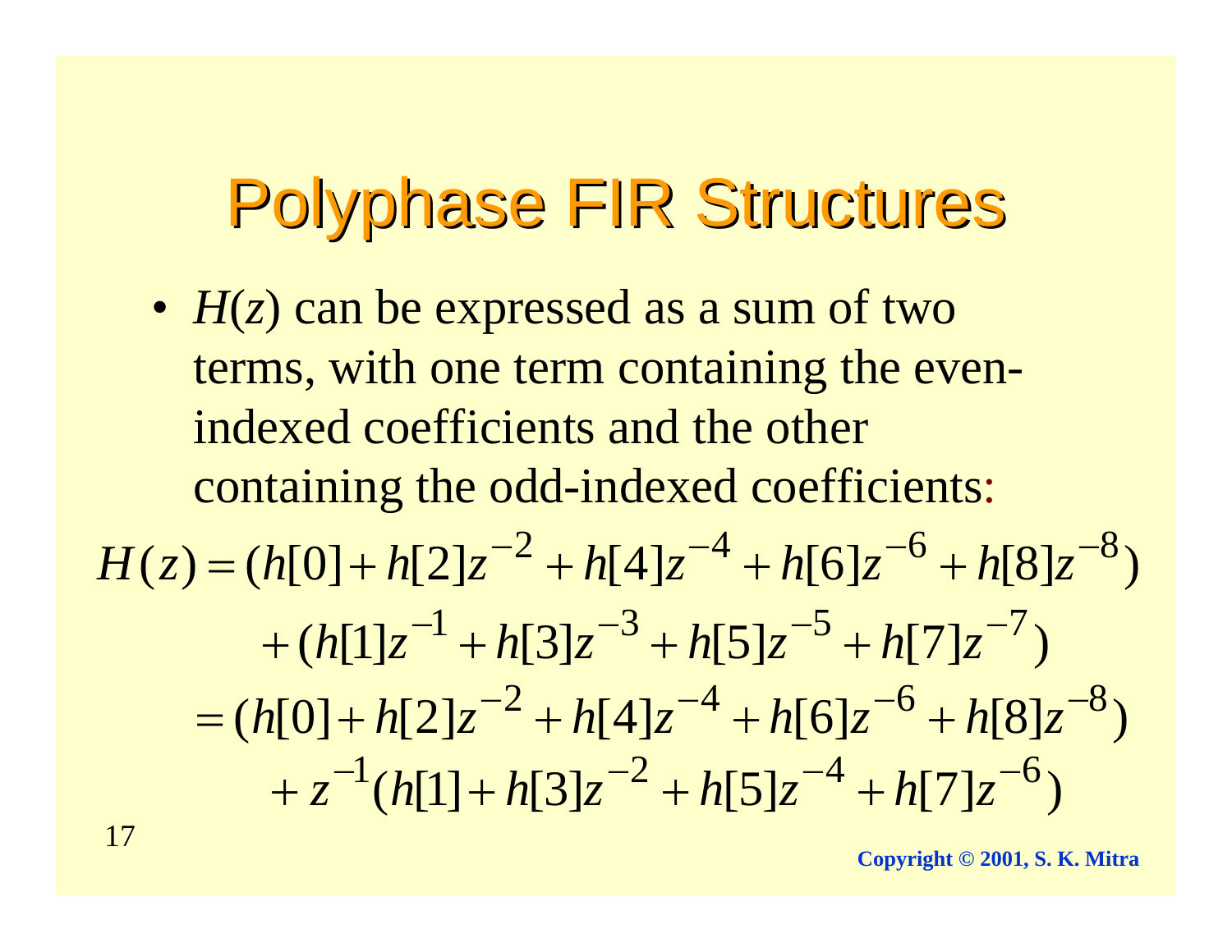# Polyphase FIR Structures

- $H(z)$ can be expressed as a sum of two terms, with one term containing the even-indexed coefficients and the other containing the odd-indexed coefficients:

$$
\begin{aligned}
H(z) &= (h[0] + h[2]z^{-2} + h[4]z^{-4} + h[6]z^{-6} + h[8]z^{-8}) \\
&\quad + (h[1]z^{-1} + h[3]z^{-3} + h[5]z^{-5} + h[7]z^{-7}) \\
&= (h[0] + h[2]z^{-2} + h[4]z^{-4} + h[6]z^{-6} + h[8]z^{-8}) \\
&\quad + z^{-1}(h[1] + h[3]z^{-2} + h[5]z^{-4} + h[7]z^{-6})
\end{aligned}
$$

Copyright © 2001, S. K. Mitra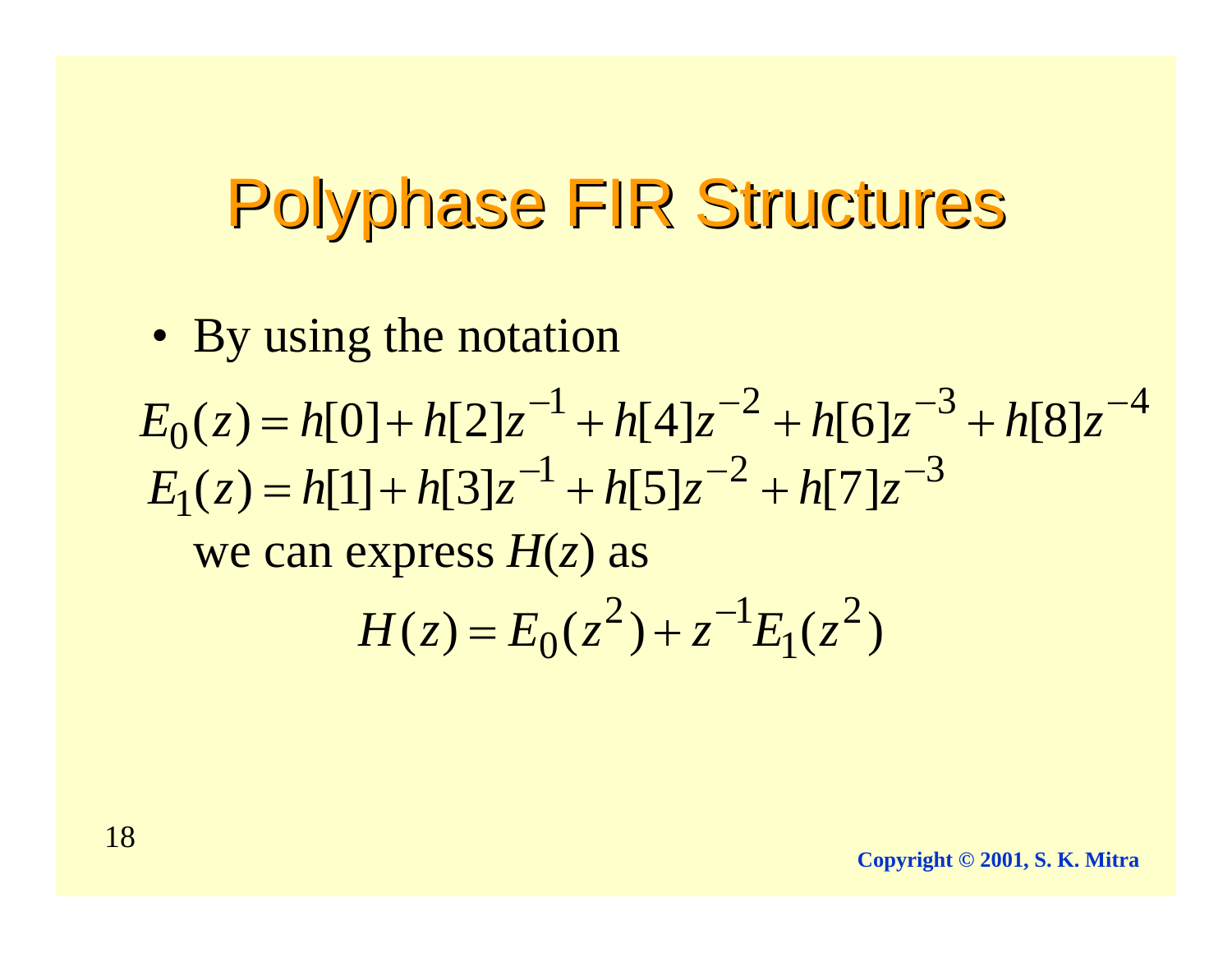# Polyphase FIR Structures

- By using the notation

$$E_0(z) = h[0] + h[2]z^{-1} + h[4]z^{-2} + h[6]z^{-3} + h[8]z^{-4}$$

$$E_1(z) = h[1] + h[3]z^{-1} + h[5]z^{-2} + h[7]z^{-3}$$

we can express $H(z)$ as

$$H(z) = E_0(z^2) + z^{-1}E_1(z^2)$$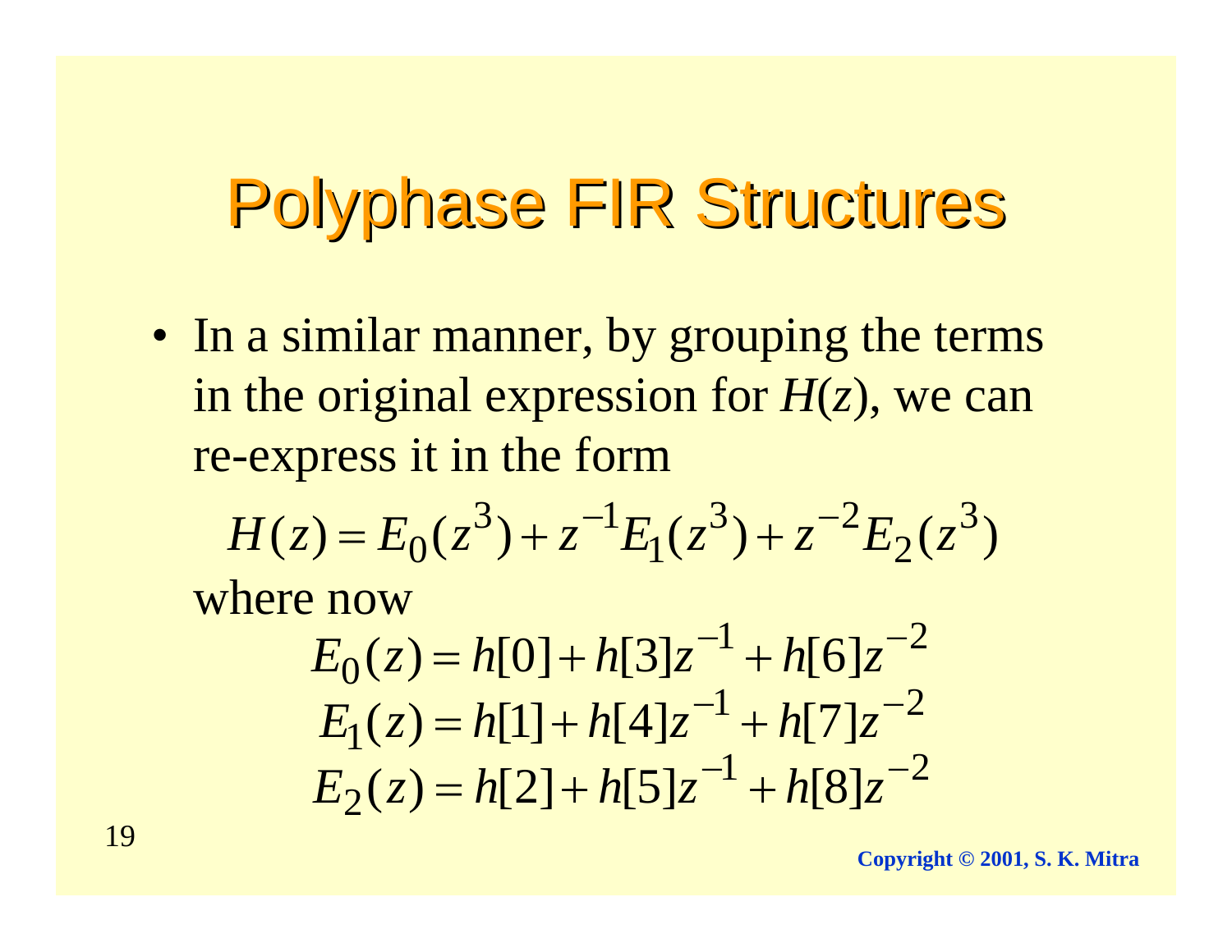# Polyphase FIR Structures

- In a similar manner, by grouping the terms in the original expression for $H(z)$, we can re-express it in the form

$$H(z) = E_0(z^3) + z^{-1}E_1(z^3) + z^{-2}E_2(z^3)$$

where now

$$E_0(z) = h[0] + h[3]z^{-1} + h[6]z^{-2}$$

$$E_1(z) = h[1] + h[4]z^{-1} + h[7]z^{-2}$$

$$E_2(z) = h[2] + h[5]z^{-1} + h[8]z^{-2}$$

Copyright © 2001, S. K. Mitra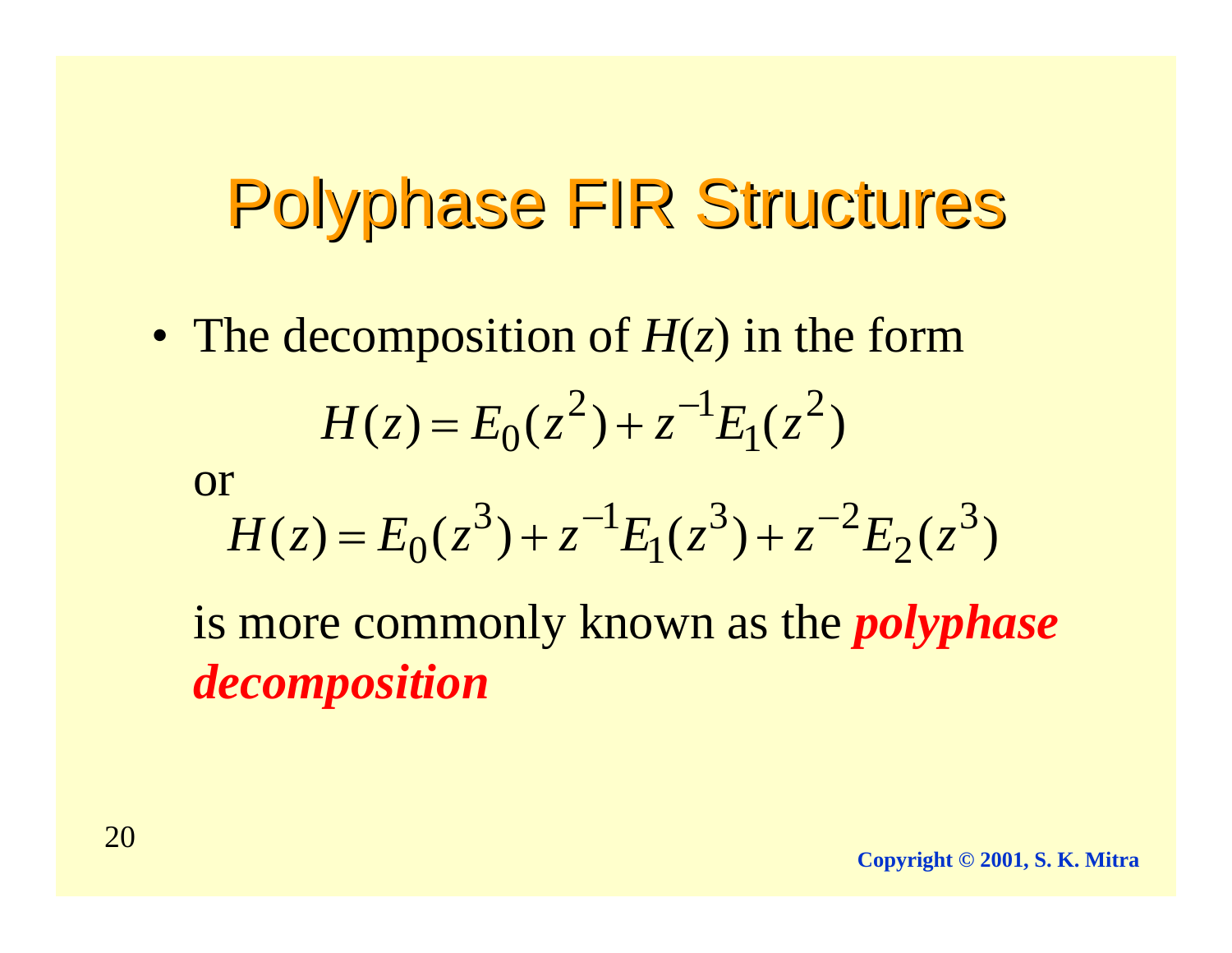# Polyphase FIR Structures

- The decomposition of $H(z)$ in the form

$$H(z) = E_0(z^2) + z^{-1}E_1(z^2)$$

or

$$H(z) = E_0(z^3) + z^{-1}E_1(z^3) + z^{-2}E_2(z^3)$$

is more commonly known as the ***polyphase decomposition***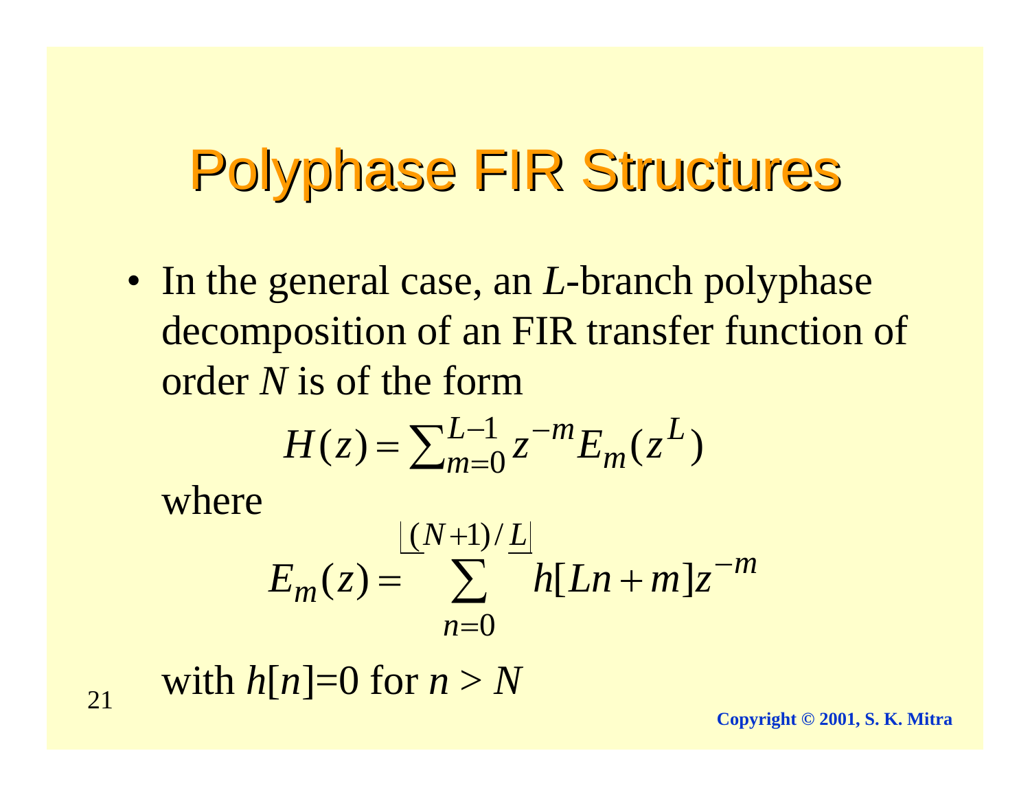# Polyphase FIR Structures

- In the general case, an $L$-branch polyphase decomposition of an FIR transfer function of order $N$ is of the form

$$H(z) = \sum_{m=0}^{L-1} z^{-m} E_m(z^L)$$

where

$$E_m(z) = \sum_{n=0}^{\lfloor (N+1)/L \rfloor} h[Ln+m] z^{-m}$$

with $h[n]$=0 for $n > N$

**Copyright © 2001, S. K. Mitra**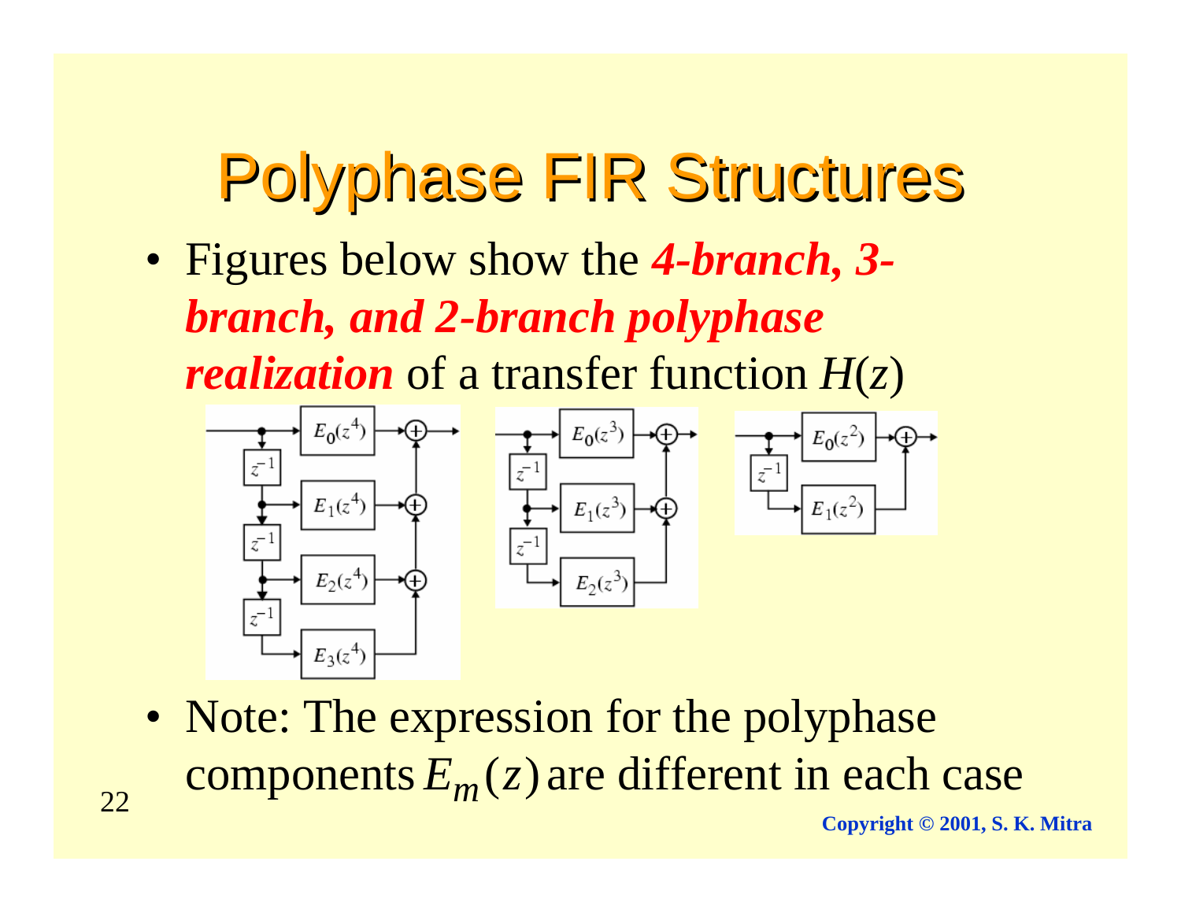# Polyphase FIR Structures

- Figures below show the ***4-branch, 3-branch, and 2-branch polyphase realization*** of a transfer function $H(z)$

- Note: The expression for the polyphase components $E_m(z)$ are different in each case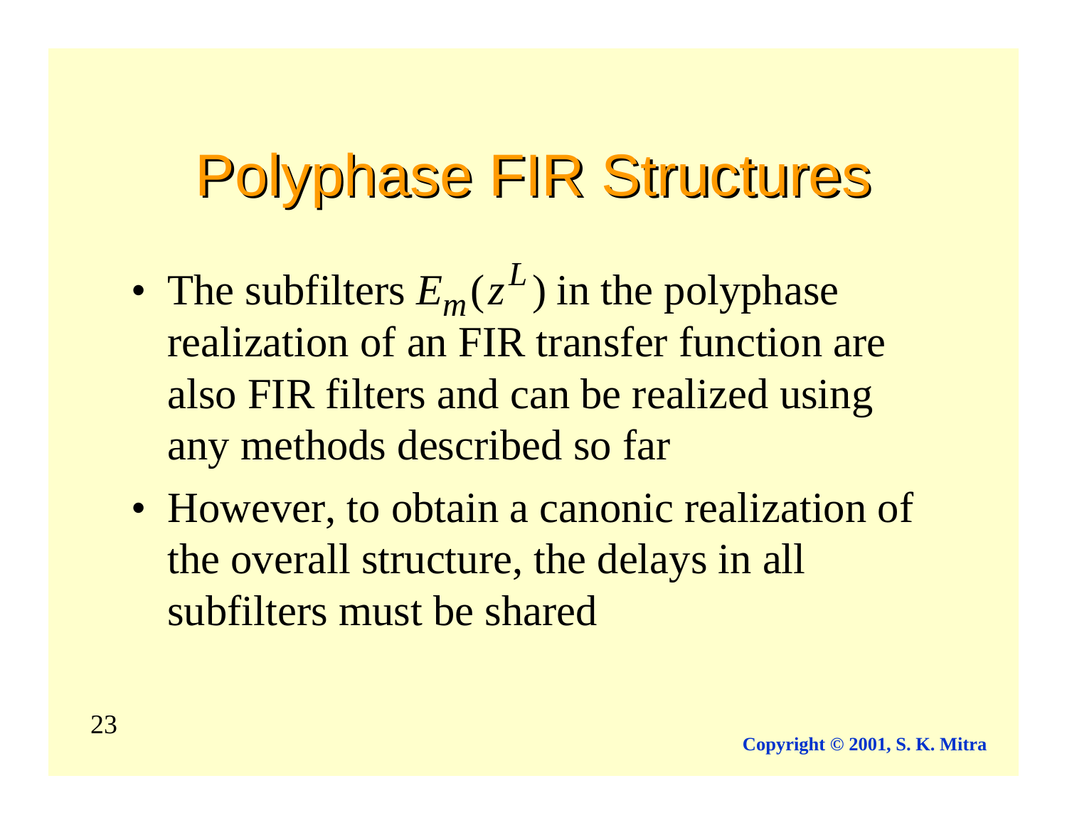# Polyphase FIR Structures

- The subfilters $E_m(z^L)$ in the polyphase realization of an FIR transfer function are also FIR filters and can be realized using any methods described so far
- However, to obtain a canonic realization of the overall structure, the delays in all subfilters must be shared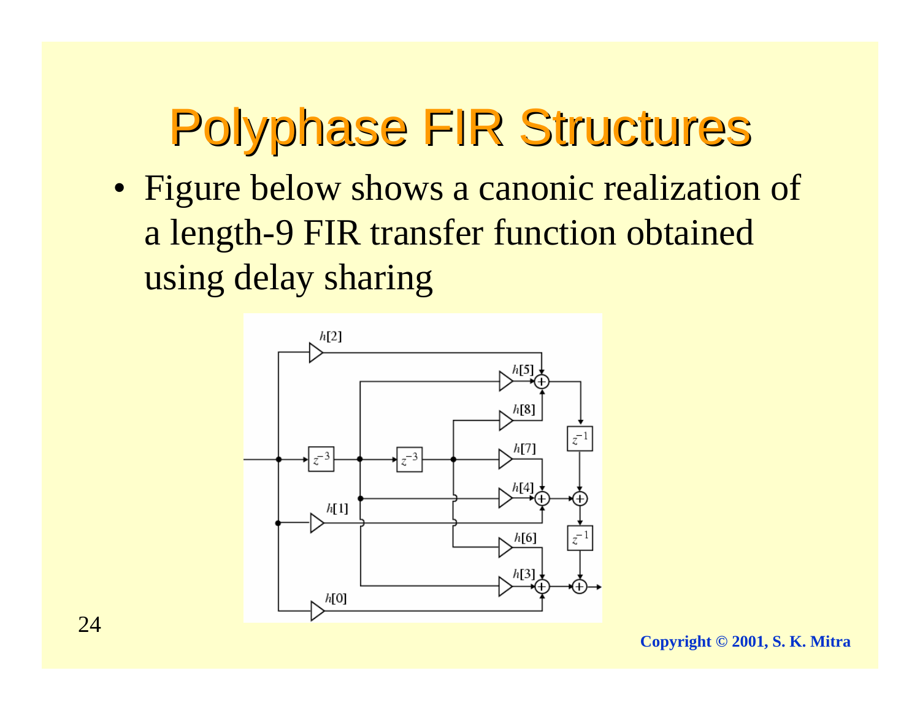# Polyphase FIR Structures

- Figure below shows a canonic realization of a length-9 FIR transfer function obtained using delay sharing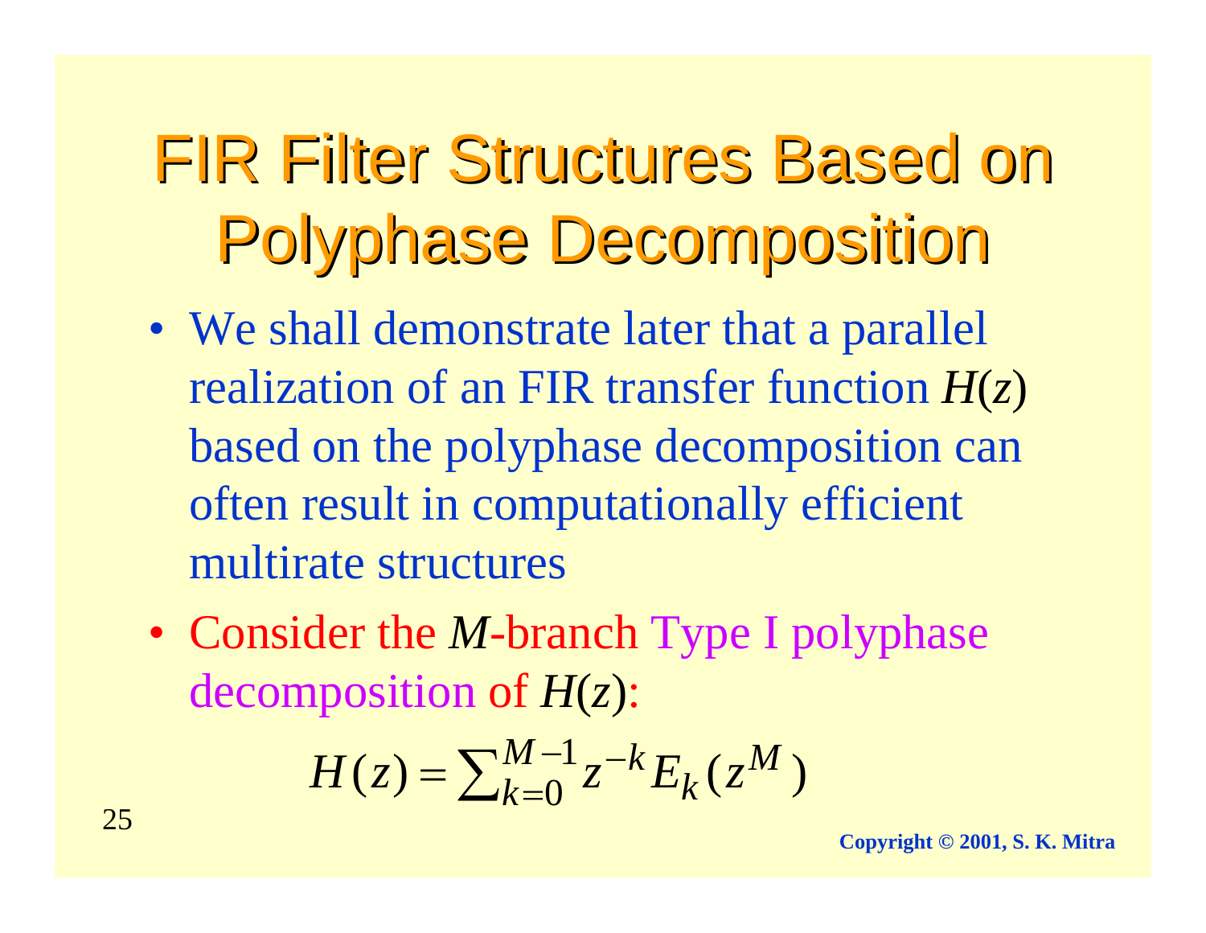# FIR Filter Structures Based on Polyphase Decomposition

- We shall demonstrate later that a parallel realization of an FIR transfer function $H(z)$ based on the polyphase decomposition can often result in computationally efficient multirate structures
- Consider the $M$-branch Type I polyphase decomposition of $H(z)$:

$$H(z) = \sum_{k=0}^{M-1} z^{-k} E_k(z^M)$$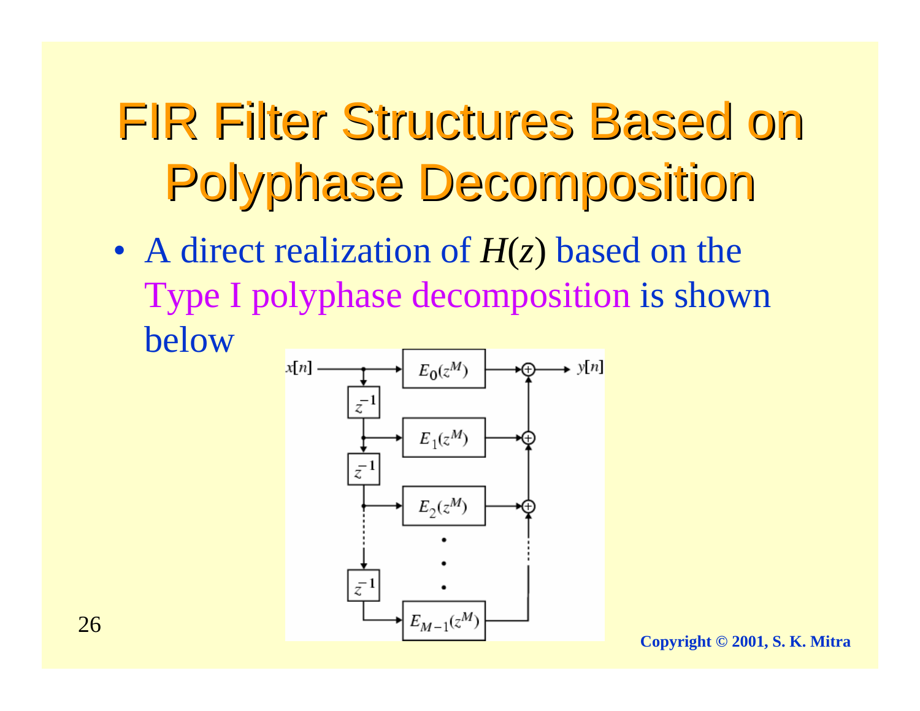# FIR Filter Structures Based on Polyphase Decomposition

- A direct realization of $H(z)$ based on the Type I polyphase decomposition is shown below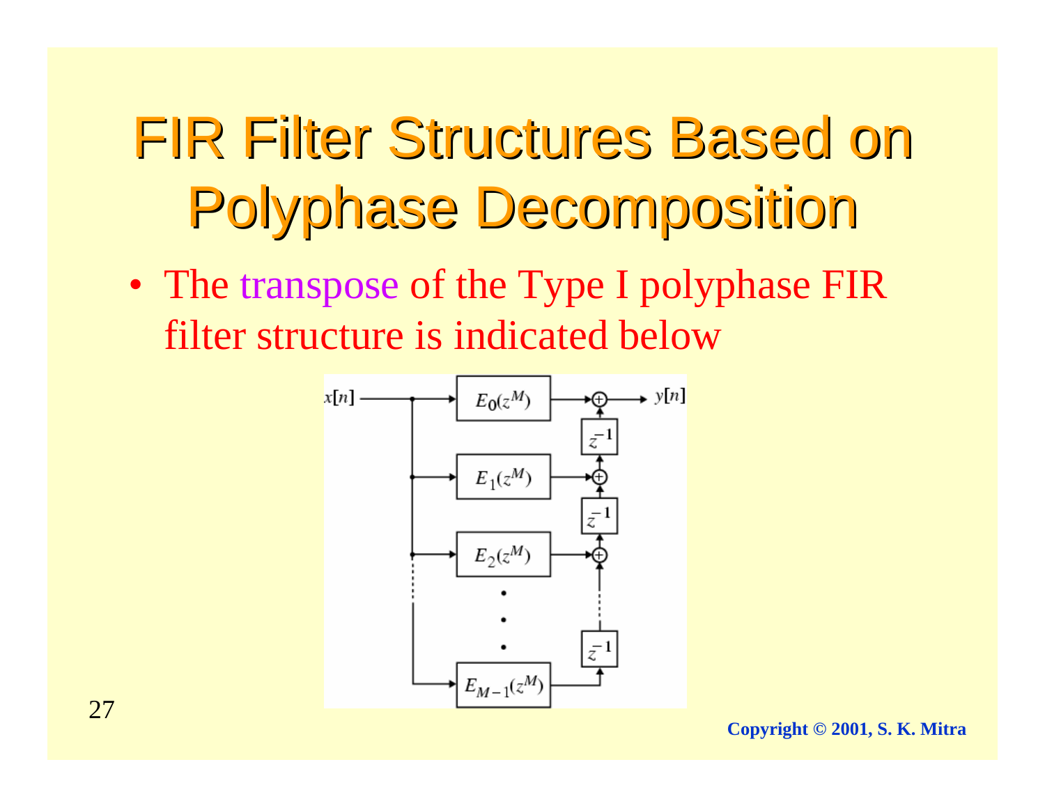# FIR Filter Structures Based on Polyphase Decomposition

- The transpose of the Type I polyphase FIR filter structure is indicated below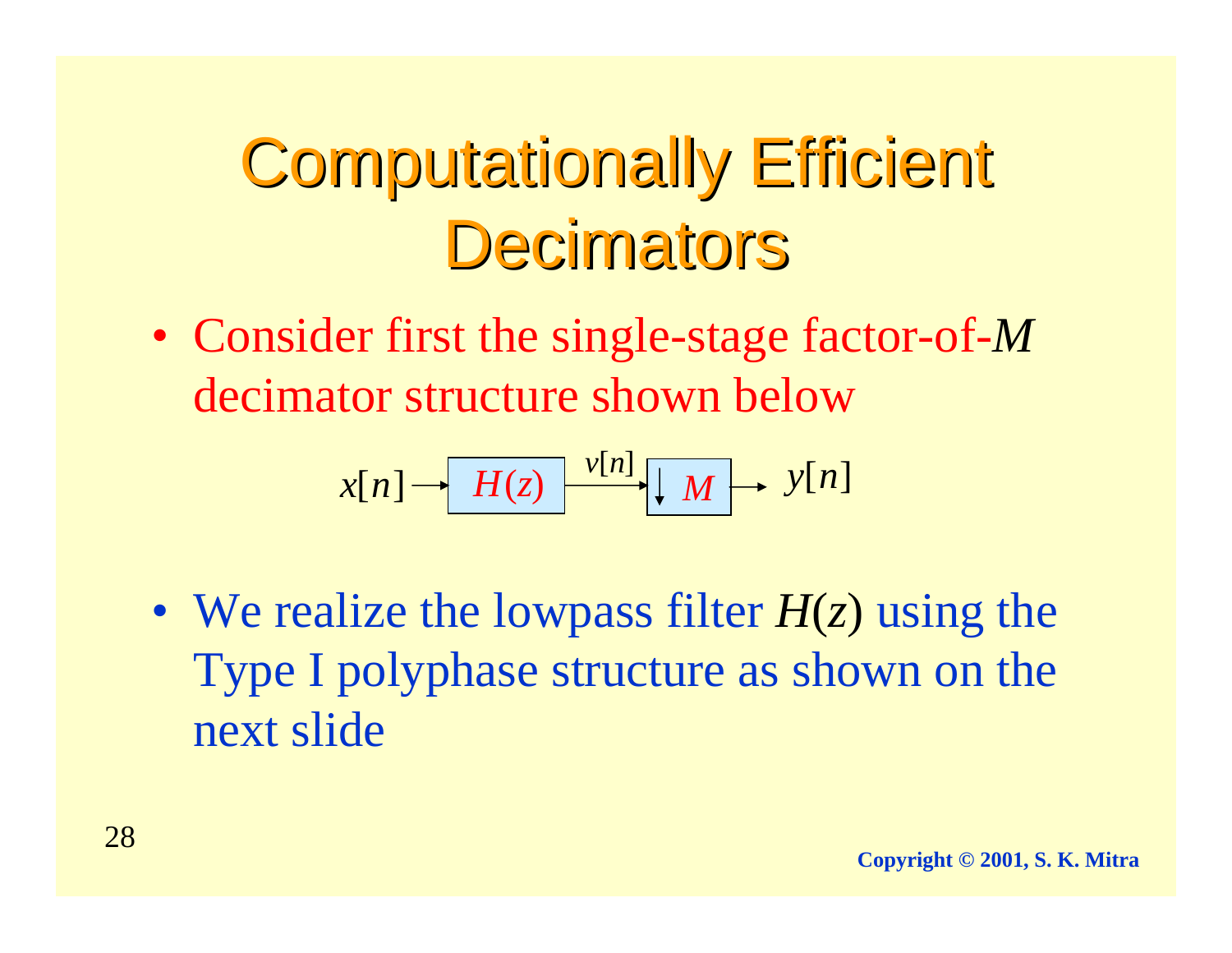# Computationally Efficient Decimators

- Consider first the single-stage factor-of-$M$ decimator structure shown below

$$x[n] \rightarrow \boxed{H(z)} \xrightarrow{v[n]} \boxed{\downarrow M} \rightarrow y[n]$$

- We realize the lowpass filter $H(z)$ using the Type I polyphase structure as shown on the next slide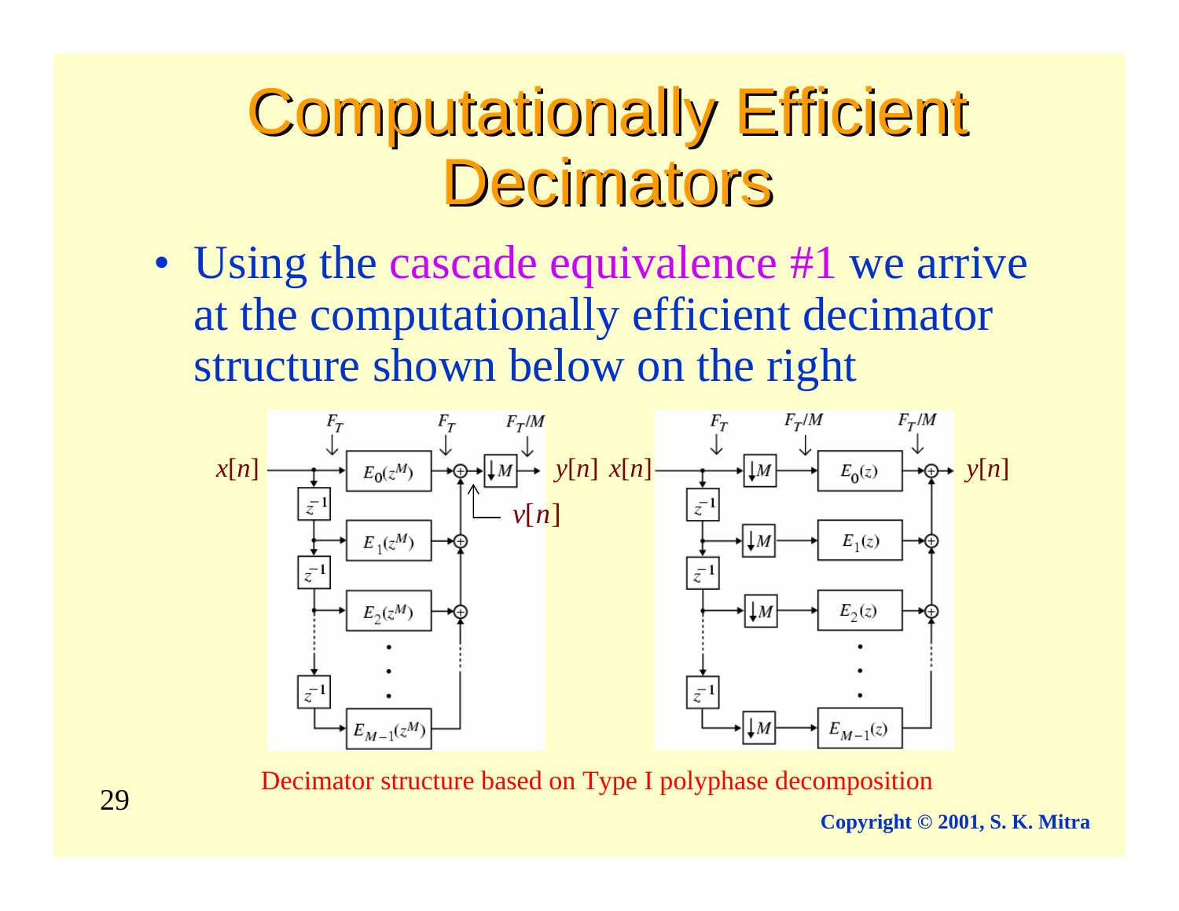# Computationally Efficient Decimators

- Using the cascade equivalence #1 we arrive at the computationally efficient decimator structure shown below on the right

Decimator structure based on Type I polyphase decomposition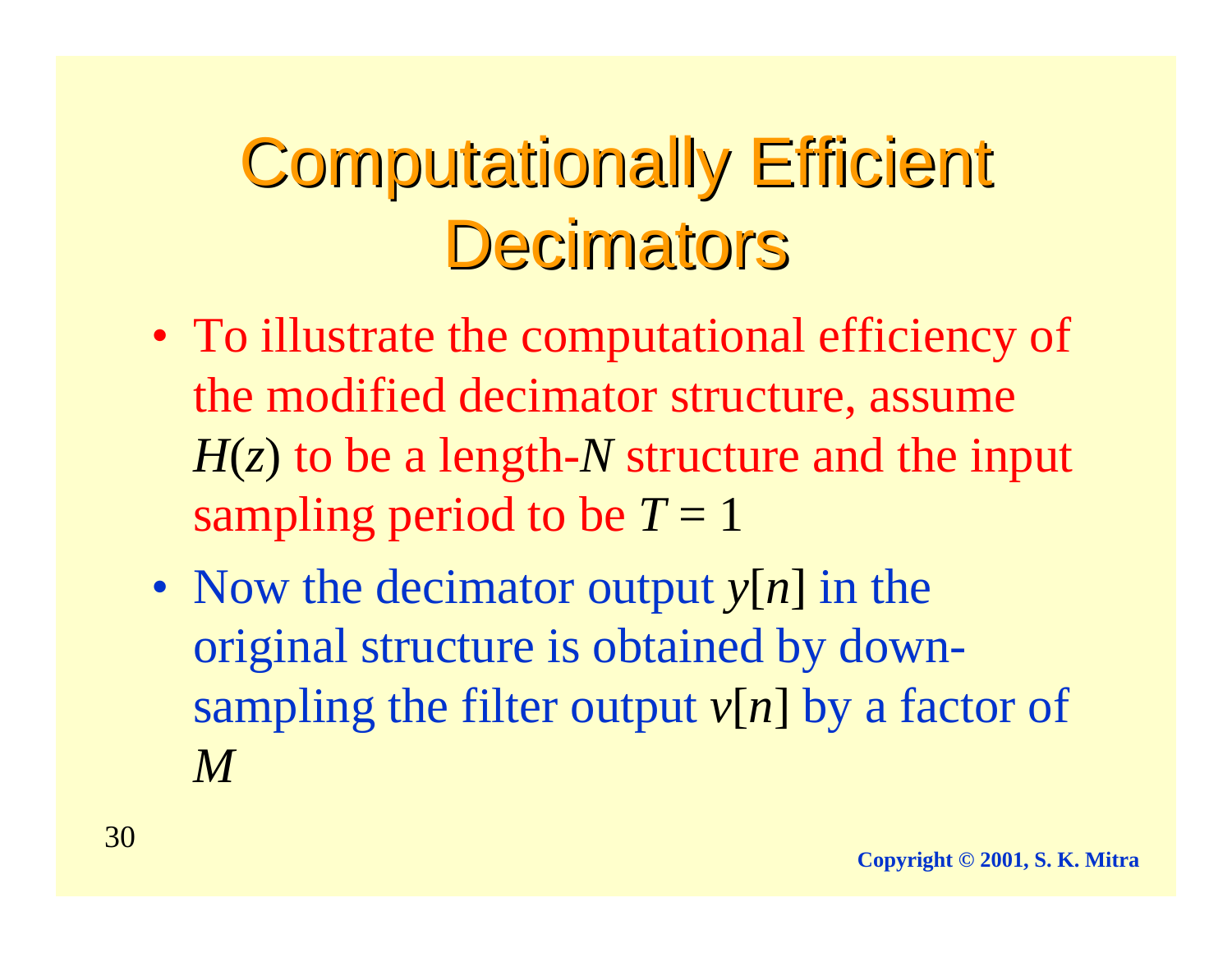# Computationally Efficient Decimators

- To illustrate the computational efficiency of the modified decimator structure, assume $H(z)$ to be a length-$N$ structure and the input sampling period to be $T = 1$
- Now the decimator output $y[n]$ in the original structure is obtained by down-sampling the filter output $v[n]$ by a factor of $M$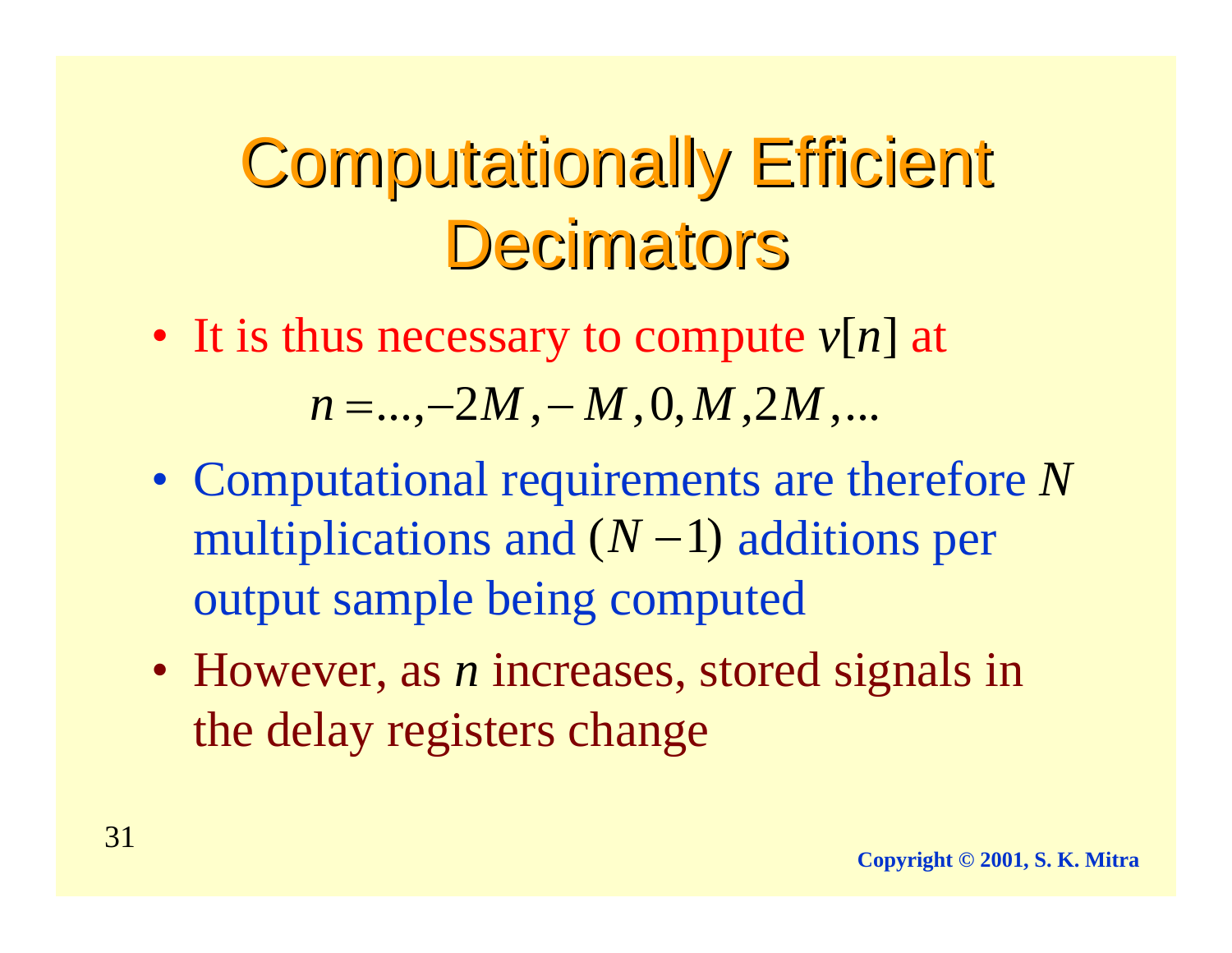# Computationally Efficient Decimators

- It is thus necessary to compute $v[n]$ at

$$n = \ldots, -2M, -M, 0, M, 2M, \ldots$$

- Computational requirements are therefore $N$ multiplications and $(N-1)$ additions per output sample being computed
- However, as $n$ increases, stored signals in the delay registers change

Copyright © 2001, S. K. Mitra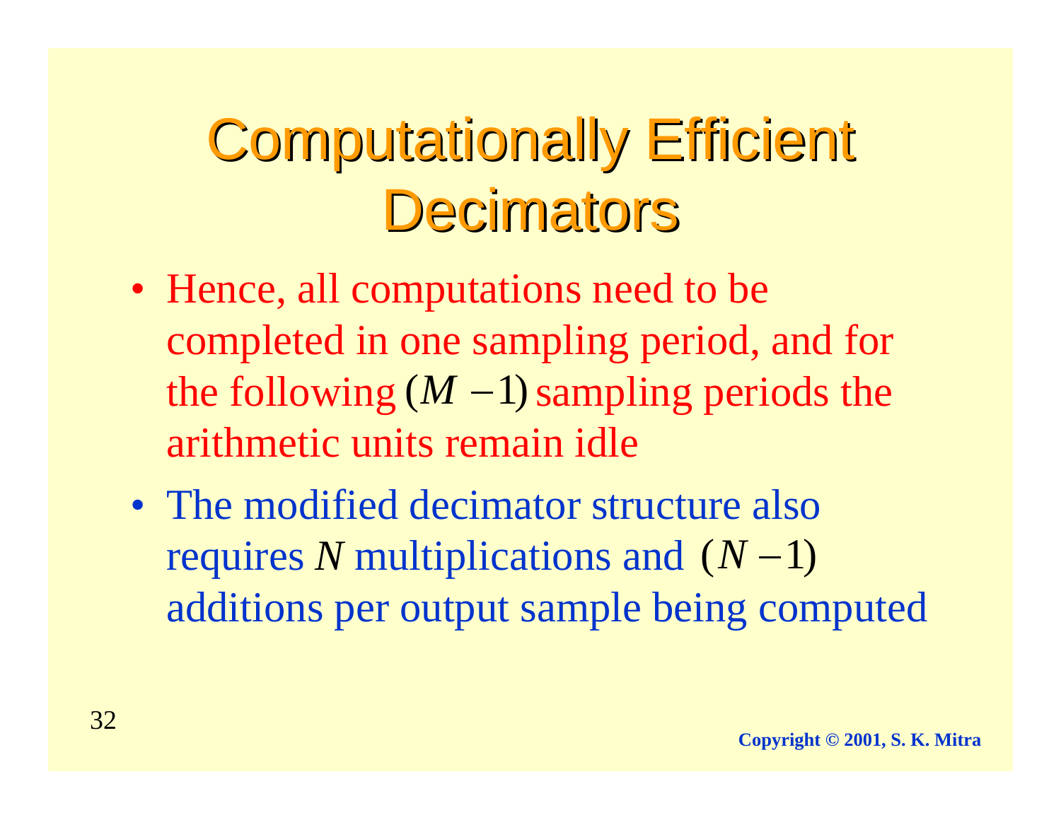# Computationally Efficient Decimators

- Hence, all computations need to be completed in one sampling period, and for the following $(M-1)$ sampling periods the arithmetic units remain idle
- The modified decimator structure also requires $N$ multiplications and $(N-1)$ additions per output sample being computed

Copyright © 2001, S. K. Mitra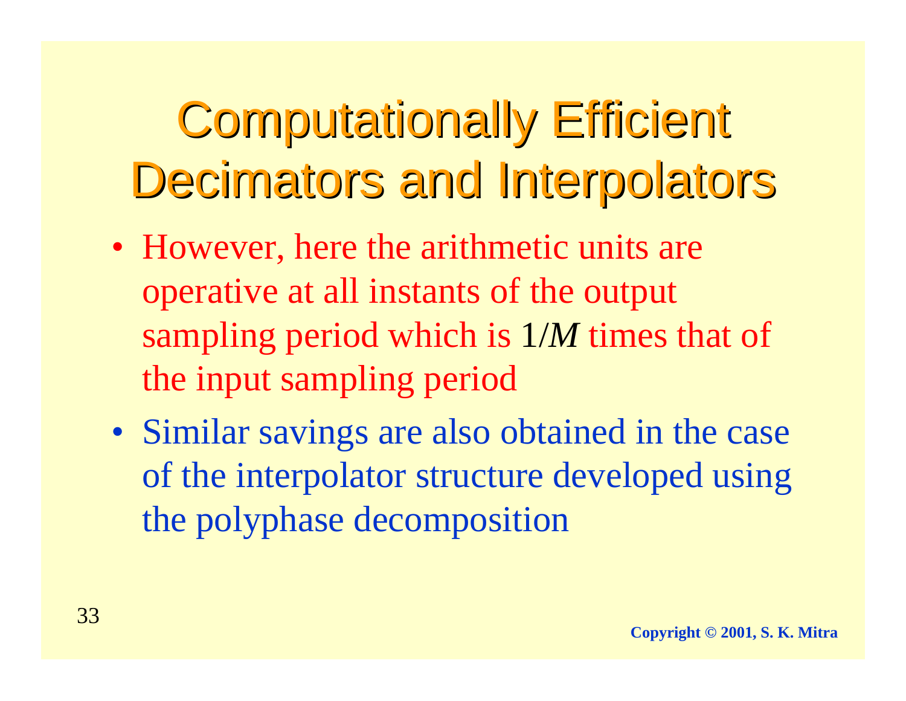# Computationally Efficient Decimators and Interpolators

- However, here the arithmetic units are operative at all instants of the output sampling period which is $1/M$ times that of the input sampling period
- Similar savings are also obtained in the case of the interpolator structure developed using the polyphase decomposition

**Copyright © 2001, S. K. Mitra**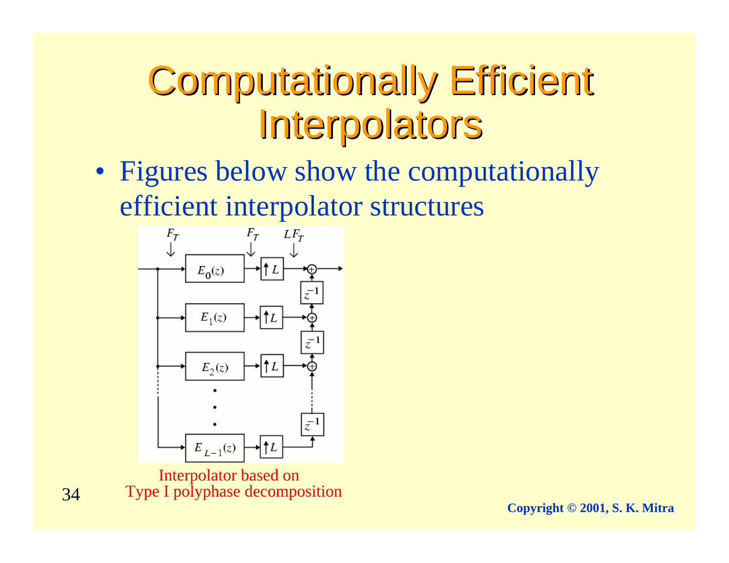# Computationally Efficient Interpolators

- Figures below show the computationally efficient interpolator structures

Interpolator based on
Type I polyphase decomposition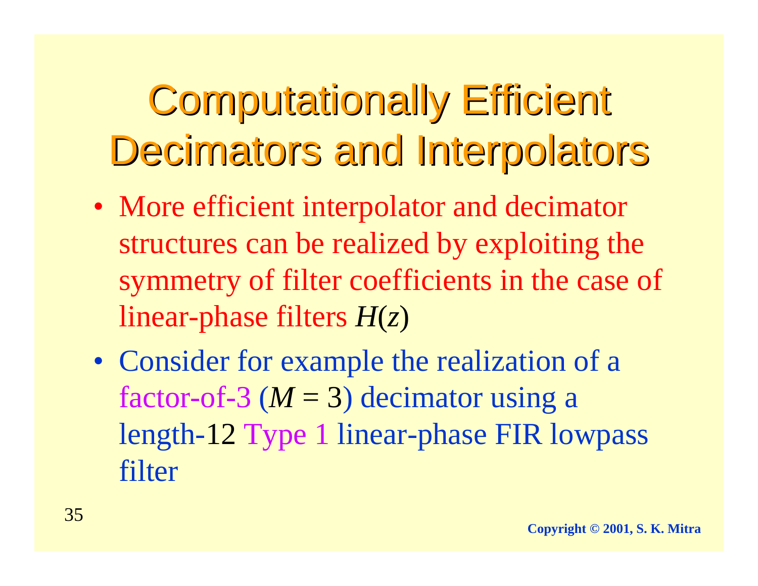# Computationally Efficient Decimators and Interpolators

- More efficient interpolator and decimator structures can be realized by exploiting the symmetry of filter coefficients in the case of linear-phase filters $H(z)$
- Consider for example the realization of a factor-of-3 ($M = 3$) decimator using a length-12 Type 1 linear-phase FIR lowpass filter

Copyright © 2001, S. K. Mitra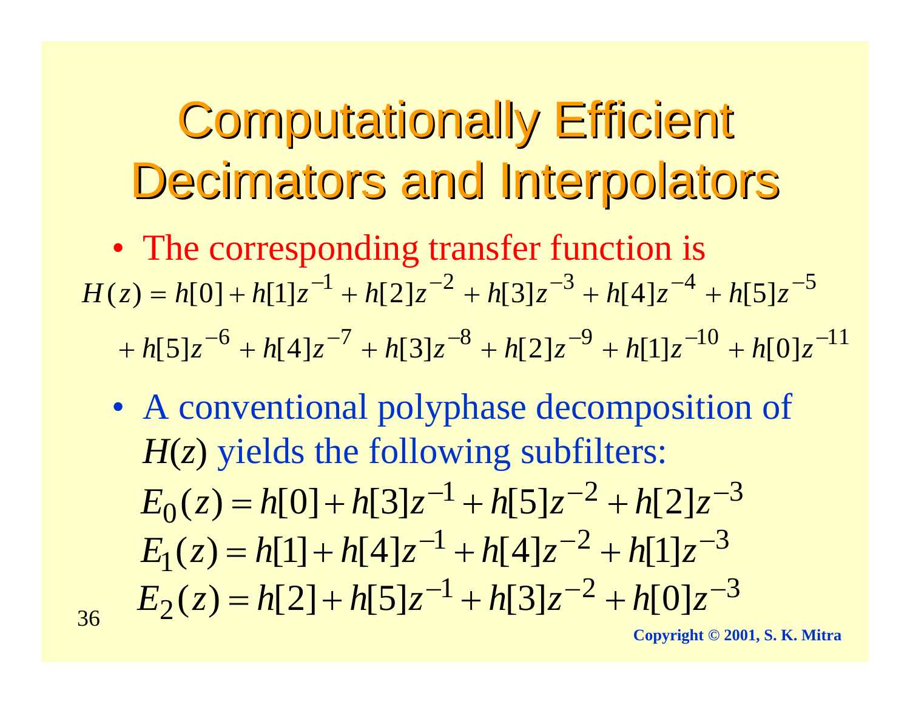# Computationally Efficient Decimators and Interpolators

- The corresponding transfer function is

$$H(z) = h[0] + h[1]z^{-1} + h[2]z^{-2} + h[3]z^{-3} + h[4]z^{-4} + h[5]z^{-5}$$

$$+ h[5]z^{-6} + h[4]z^{-7} + h[3]z^{-8} + h[2]z^{-9} + h[1]z^{-10} + h[0]z^{-11}$$

- A conventional polyphase decomposition of $H(z)$ yields the following subfilters:

$$E_0(z) = h[0] + h[3]z^{-1} + h[5]z^{-2} + h[2]z^{-3}$$

$$E_1(z) = h[1] + h[4]z^{-1} + h[4]z^{-2} + h[1]z^{-3}$$

$$E_2(z) = h[2] + h[5]z^{-1} + h[3]z^{-2} + h[0]z^{-3}$$

Copyright © 2001, S. K. Mitra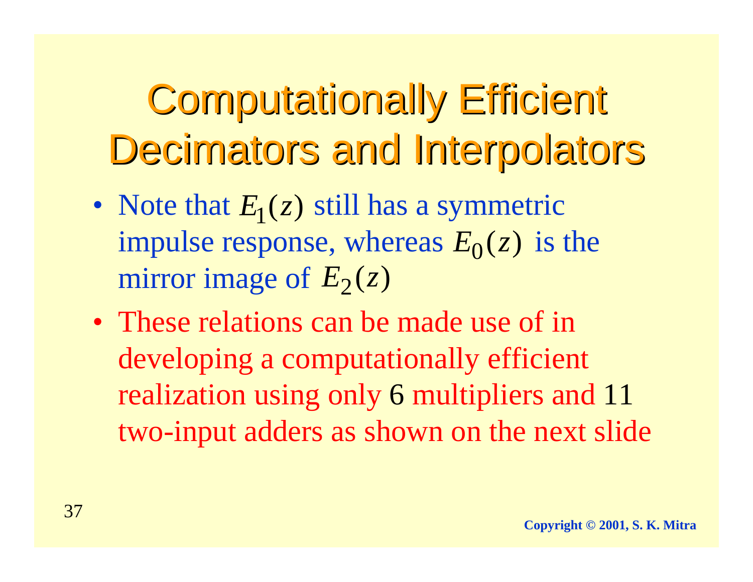# Computationally Efficient Decimators and Interpolators

- Note that $E_1(z)$ still has a symmetric impulse response, whereas $E_0(z)$ is the mirror image of $E_2(z)$
- These relations can be made use of in developing a computationally efficient realization using only 6 multipliers and 11 two-input adders as shown on the next slide

Copyright © 2001, S. K. Mitra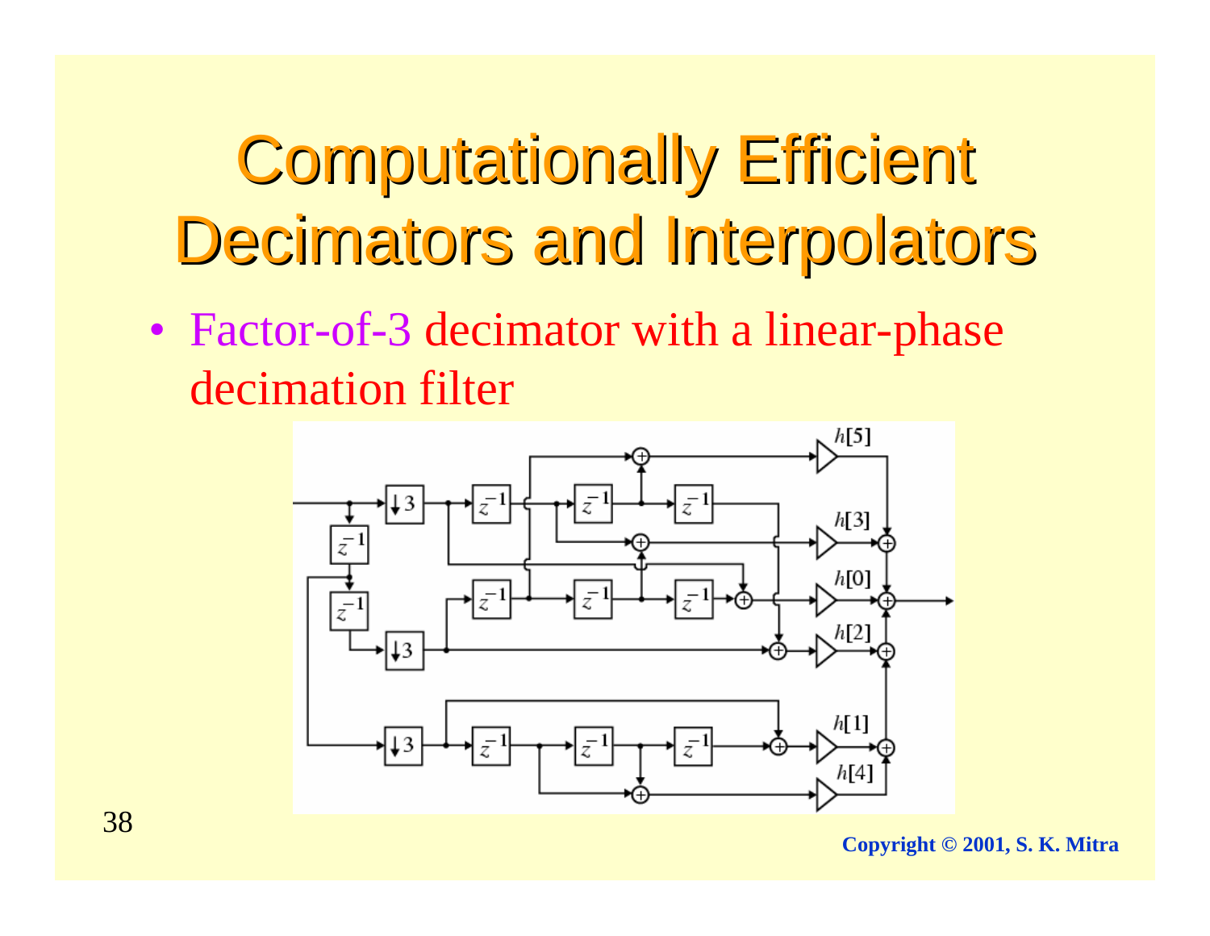# Computationally Efficient Decimators and Interpolators

- Factor-of-3 decimator with a linear-phase decimation filter

h[5]

h[3]

h[0]

h[2]

h[1]

h[4]

Copyright © 2001, S. K. Mitra